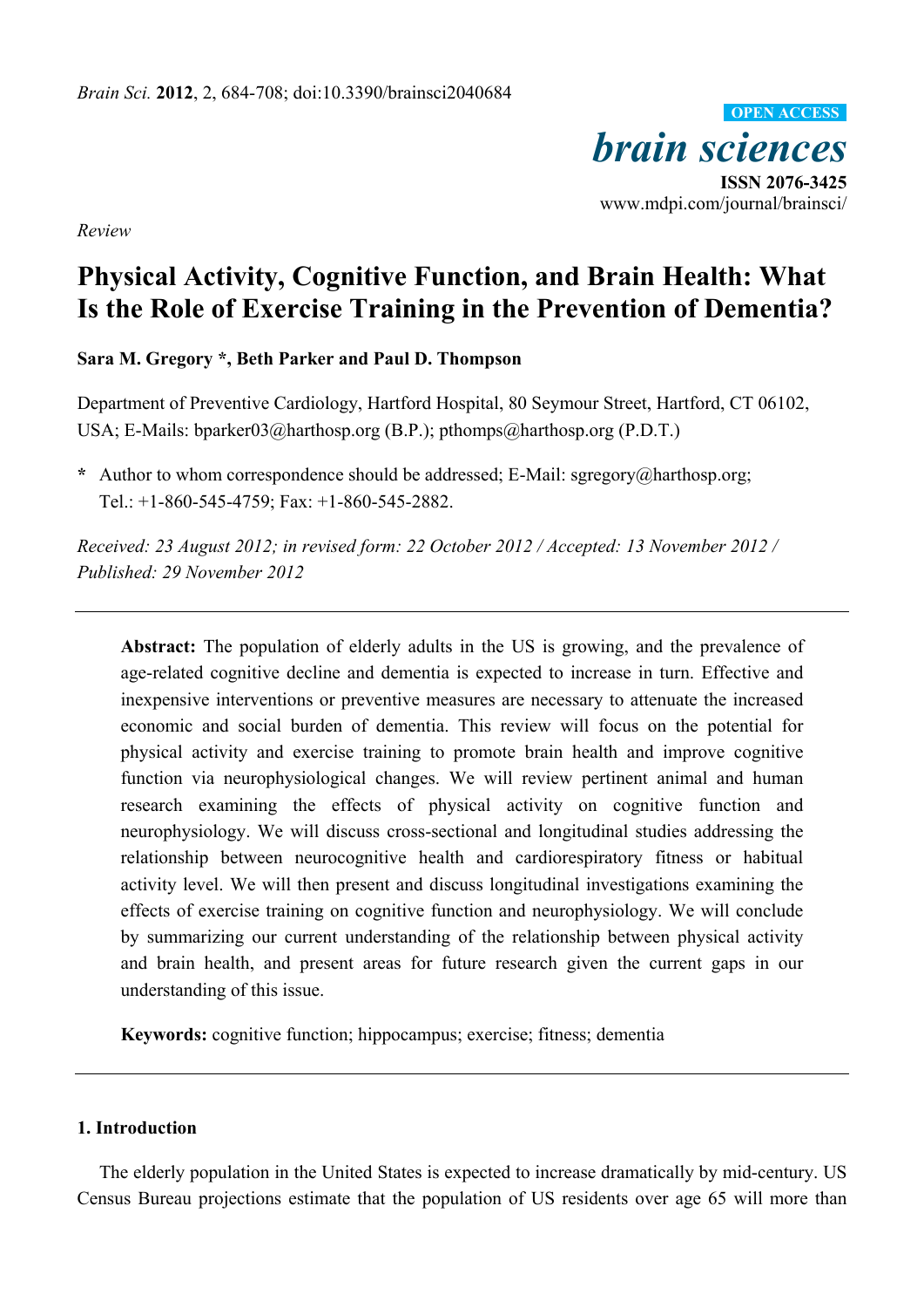*Review*

# Physical Activity, Cognitive Function, and Brain Health: What Is the Role of Exercise Training in the Prevention of Dementia?

**Sara M. Gregory \*, Beth Parker and Paul D. Thompson**

Department of Preventive Cardiology, Hartford Hospital, 80 Seymour Street, Hartford, CT 06102, USA; E-Mails: bparker03@harthosp.org (B.P.); pthomps@harthosp.org (P.D.T.)

**\*** Author to whom correspondence should be addressed; E-Mail: sgregory@harthosp.org; Tel.: +1-860-545-4759; Fax: +1-860-545-2882.

*Received: 23 August 2012; in revised form: 22 October 2012 / Accepted: 13 November 2012 / Published: 29 November 2012*

**Abstract:** The population of elderly adults in the US is growing, and the prevalence of age-related cognitive decline and dementia is expected to increase in turn. Effective and inexpensive interventions or preventive measures are necessary to attenuate the increased economic and social burden of dementia. This review will focus on the potential for physical activity and exercise training to promote brain health and improve cognitive function via neurophysiological changes. We will review pertinent animal and human research examining the effects of physical activity on cognitive function and neurophysiology. We will discuss cross-sectional and longitudinal studies addressing the relationship between neurocognitive health and cardiorespiratory fitness or habitual activity level. We will then present and discuss longitudinal investigations examining the effects of exercise training on cognitive function and neurophysiology. We will conclude by summarizing our current understanding of the relationship between physical activity and brain health, and present areas for future research given the current gaps in our understanding of this issue.

**Keywords:** cognitive function; hippocampus; exercise; fitness; dementia

## 1. Introduction

The elderly population in the United States is expected to increase dramatically by mid-century. US Census Bureau projections estimate that the population of US residents over age 65 will more than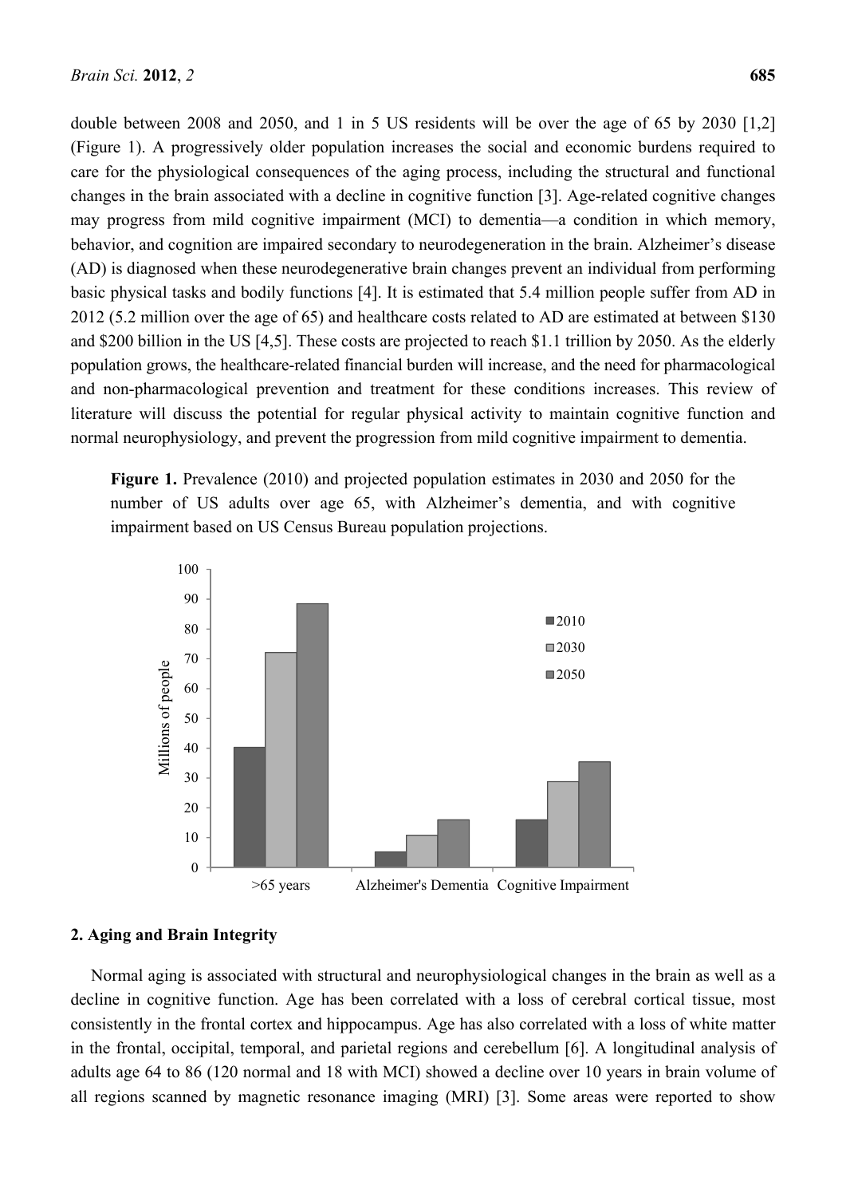double between 2008 and 2050, and 1 in 5 US residents will be over the age of 65 by 2030 [1,2] (Figure 1). A progressively older population increases the social and economic burdens required to care for the physiological consequences of the aging process, including the structural and functional changes in the brain associated with a decline in cognitive function [3]. Age-related cognitive changes may progress from mild cognitive impairment (MCI) to dementia—a condition in which memory, behavior, and cognition are impaired secondary to neurodegeneration in the brain. Alzheimer's disease (AD) is diagnosed when these neurodegenerative brain changes prevent an individual from performing basic physical tasks and bodily functions [4]. It is estimated that 5.4 million people suffer from AD in 2012 (5.2 million over the age of 65) and healthcare costs related to AD are estimated at between $130 and $200 billion in the US [4,5]. These costs are projected to reach $1.1 trillion by 2050. As the elderly population grows, the healthcare-related financial burden will increase, and the need for pharmacological and non-pharmacological prevention and treatment for these conditions increases. This review of literature will discuss the potential for regular physical activity to maintain cognitive function and normal neurophysiology, and prevent the progression from mild cognitive impairment to dementia.

**Figure 1.** Prevalence (2010) and projected population estimates in 2030 and 2050 for the number of US adults over age 65, with Alzheimer's dementia, and with cognitive impairment based on US Census Bureau population projections.

## 2. Aging and Brain Integrity

Normal aging is associated with structural and neurophysiological changes in the brain as well as a decline in cognitive function. Age has been correlated with a loss of cerebral cortical tissue, most consistently in the frontal cortex and hippocampus. Age has also correlated with a loss of white matter in the frontal, occipital, temporal, and parietal regions and cerebellum [6]. A longitudinal analysis of adults age 64 to 86 (120 normal and 18 with MCI) showed a decline over 10 years in brain volume of all regions scanned by magnetic resonance imaging (MRI) [3]. Some areas were reported to show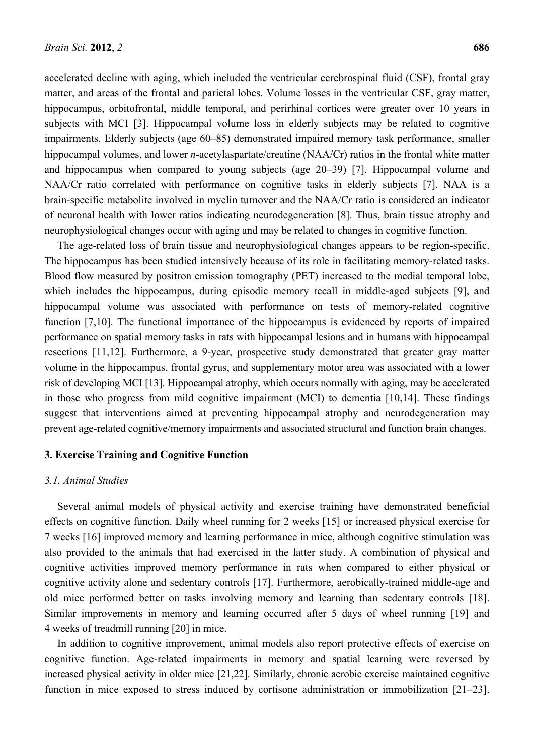accelerated decline with aging, which included the ventricular cerebrospinal fluid (CSF), frontal gray matter, and areas of the frontal and parietal lobes. Volume losses in the ventricular CSF, gray matter, hippocampus, orbitofrontal, middle temporal, and perirhinal cortices were greater over 10 years in subjects with MCI [3]. Hippocampal volume loss in elderly subjects may be related to cognitive impairments. Elderly subjects (age 60–85) demonstrated impaired memory task performance, smaller hippocampal volumes, and lower *n*-acetylaspartate/creatine (NAA/Cr) ratios in the frontal white matter and hippocampus when compared to young subjects (age 20–39) [7]. Hippocampal volume and NAA/Cr ratio correlated with performance on cognitive tasks in elderly subjects [7]. NAA is a brain-specific metabolite involved in myelin turnover and the NAA/Cr ratio is considered an indicator of neuronal health with lower ratios indicating neurodegeneration [8]. Thus, brain tissue atrophy and neurophysiological changes occur with aging and may be related to changes in cognitive function.

The age-related loss of brain tissue and neurophysiological changes appears to be region-specific. The hippocampus has been studied intensively because of its role in facilitating memory-related tasks. Blood flow measured by positron emission tomography (PET) increased to the medial temporal lobe, which includes the hippocampus, during episodic memory recall in middle-aged subjects [9], and hippocampal volume was associated with performance on tests of memory-related cognitive function [7,10]. The functional importance of the hippocampus is evidenced by reports of impaired performance on spatial memory tasks in rats with hippocampal lesions and in humans with hippocampal resections [11,12]. Furthermore, a 9-year, prospective study demonstrated that greater gray matter volume in the hippocampus, frontal gyrus, and supplementary motor area was associated with a lower risk of developing MCI [13]. Hippocampal atrophy, which occurs normally with aging, may be accelerated in those who progress from mild cognitive impairment (MCI) to dementia [10,14]. These findings suggest that interventions aimed at preventing hippocampal atrophy and neurodegeneration may prevent age-related cognitive/memory impairments and associated structural and function brain changes.

## 3. Exercise Training and Cognitive Function

### 3.1. Animal Studies

Several animal models of physical activity and exercise training have demonstrated beneficial effects on cognitive function. Daily wheel running for 2 weeks [15] or increased physical exercise for 7 weeks [16] improved memory and learning performance in mice, although cognitive stimulation was also provided to the animals that had exercised in the latter study. A combination of physical and cognitive activities improved memory performance in rats when compared to either physical or cognitive activity alone and sedentary controls [17]. Furthermore, aerobically-trained middle-age and old mice performed better on tasks involving memory and learning than sedentary controls [18]. Similar improvements in memory and learning occurred after 5 days of wheel running [19] and 4 weeks of treadmill running [20] in mice.

In addition to cognitive improvement, animal models also report protective effects of exercise on cognitive function. Age-related impairments in memory and spatial learning were reversed by increased physical activity in older mice [21,22]. Similarly, chronic aerobic exercise maintained cognitive function in mice exposed to stress induced by cortisone administration or immobilization [21–23].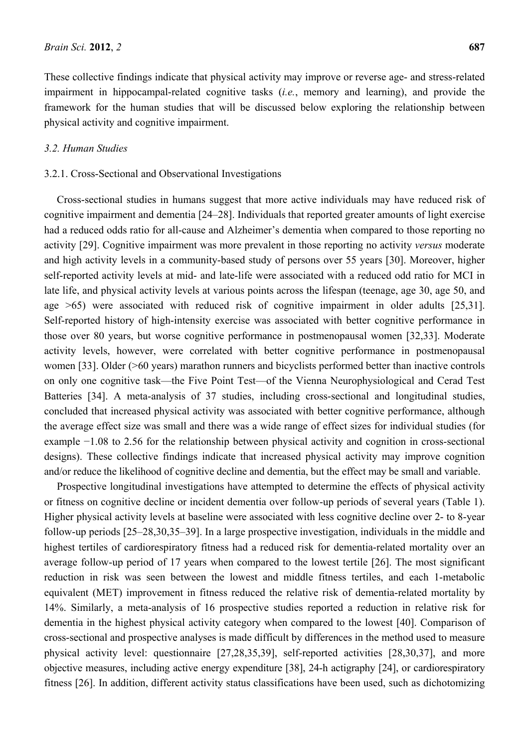These collective findings indicate that physical activity may improve or reverse age- and stress-related impairment in hippocampal-related cognitive tasks (*i.e.*, memory and learning), and provide the framework for the human studies that will be discussed below exploring the relationship between physical activity and cognitive impairment.

### *3.2. Human Studies*

#### 3.2.1. Cross-Sectional and Observational Investigations

Cross-sectional studies in humans suggest that more active individuals may have reduced risk of cognitive impairment and dementia [24–28]. Individuals that reported greater amounts of light exercise had a reduced odds ratio for all-cause and Alzheimer's dementia when compared to those reporting no activity [29]. Cognitive impairment was more prevalent in those reporting no activity *versus* moderate and high activity levels in a community-based study of persons over 55 years [30]. Moreover, higher self-reported activity levels at mid- and late-life were associated with a reduced odd ratio for MCI in late life, and physical activity levels at various points across the lifespan (teenage, age 30, age 50, and age >65) were associated with reduced risk of cognitive impairment in older adults [25,31]. Self-reported history of high-intensity exercise was associated with better cognitive performance in those over 80 years, but worse cognitive performance in postmenopausal women [32,33]. Moderate activity levels, however, were correlated with better cognitive performance in postmenopausal women [33]. Older (>60 years) marathon runners and bicyclists performed better than inactive controls on only one cognitive task—the Five Point Test—of the Vienna Neurophysiological and Cerad Test Batteries [34]. A meta-analysis of 37 studies, including cross-sectional and longitudinal studies, concluded that increased physical activity was associated with better cognitive performance, although the average effect size was small and there was a wide range of effect sizes for individual studies (for example −1.08 to 2.56 for the relationship between physical activity and cognition in cross-sectional designs). These collective findings indicate that increased physical activity may improve cognition and/or reduce the likelihood of cognitive decline and dementia, but the effect may be small and variable.

Prospective longitudinal investigations have attempted to determine the effects of physical activity or fitness on cognitive decline or incident dementia over follow-up periods of several years (Table 1). Higher physical activity levels at baseline were associated with less cognitive decline over 2- to 8-year follow-up periods [25–28,30,35–39]. In a large prospective investigation, individuals in the middle and highest tertiles of cardiorespiratory fitness had a reduced risk for dementia-related mortality over an average follow-up period of 17 years when compared to the lowest tertile [26]. The most significant reduction in risk was seen between the lowest and middle fitness tertiles, and each 1-metabolic equivalent (MET) improvement in fitness reduced the relative risk of dementia-related mortality by 14%. Similarly, a meta-analysis of 16 prospective studies reported a reduction in relative risk for dementia in the highest physical activity category when compared to the lowest [40]. Comparison of cross-sectional and prospective analyses is made difficult by differences in the method used to measure physical activity level: questionnaire [27,28,35,39], self-reported activities [28,30,37], and more objective measures, including active energy expenditure [38], 24-h actigraphy [24], or cardiorespiratory fitness [26]. In addition, different activity status classifications have been used, such as dichotomizing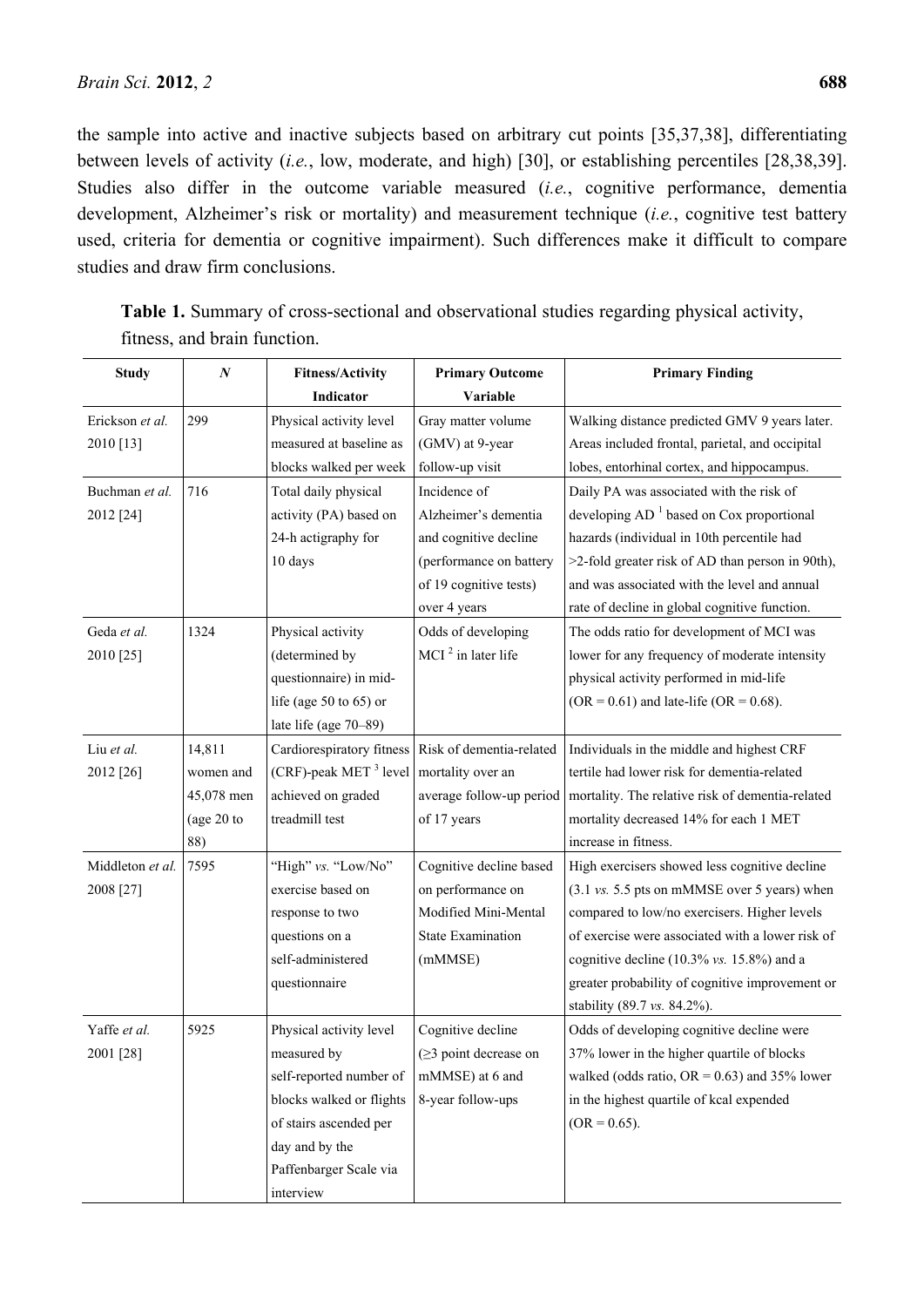the sample into active and inactive subjects based on arbitrary cut points [35,37,38], differentiating between levels of activity (*i.e.*, low, moderate, and high) [30], or establishing percentiles [28,38,39]. Studies also differ in the outcome variable measured (*i.e.*, cognitive performance, dementia development, Alzheimer's risk or mortality) and measurement technique (*i.e.*, cognitive test battery used, criteria for dementia or cognitive impairment). Such differences make it difficult to compare studies and draw firm conclusions.

**Table 1.** Summary of cross-sectional and observational studies regarding physical activity, fitness, and brain function.

| Study | *N* | Fitness/Activity Indicator | Primary Outcome Variable | Primary Finding |
|---|---|---|---|---|
| Erickson *et al.* 2010 [13] | 299 | Physical activity level measured at baseline as blocks walked per week | Gray matter volume (GMV) at 9-year follow-up visit | Walking distance predicted GMV 9 years later. Areas included frontal, parietal, and occipital lobes, entorhinal cortex, and hippocampus. |
| Buchman *et al.* 2012 [24] | 716 | Total daily physical activity (PA) based on 24-h actigraphy for 10 days | Incidence of Alzheimer's dementia and cognitive decline (performance on battery of 19 cognitive tests) over 4 years | Daily PA was associated with the risk of developing AD [1] based on Cox proportional hazards (individual in 10th percentile had >2-fold greater risk of AD than person in 90th), and was associated with the level and annual rate of decline in global cognitive function. |
| Geda *et al.* 2010 [25] | 1324 | Physical activity (determined by questionnaire) in mid-life (age 50 to 65) or late life (age 70–89) | Odds of developing MCI [2] in later life | The odds ratio for development of MCI was lower for any frequency of moderate intensity physical activity performed in mid-life (OR = 0.61) and late-life (OR = 0.68). |
| Liu *et al.* 2012 [26] | 14,811 women and 45,078 men (age 20 to 88) | Cardiorespiratory fitness (CRF)-peak MET [3] level achieved on graded treadmill test | Risk of dementia-related mortality over an average follow-up period of 17 years | Individuals in the middle and highest CRF tertile had lower risk for dementia-related mortality. The relative risk of dementia-related mortality decreased 14% for each 1 MET increase in fitness. |
| Middleton *et al.* 2008 [27] | 7595 | "High" *vs.* "Low/No" exercise based on response to two questions on a self-administered questionnaire | Cognitive decline based on performance on Modified Mini-Mental State Examination (mMMSE) | High exercisers showed less cognitive decline (3.1 *vs.* 5.5 pts on mMMSE over 5 years) when compared to low/no exercisers. Higher levels of exercise were associated with a lower risk of cognitive decline (10.3% *vs.* 15.8%) and a greater probability of cognitive improvement or stability (89.7 *vs.* 84.2%). |
| Yaffe *et al.* 2001 [28] | 5925 | Physical activity level measured by self-reported number of blocks walked or flights of stairs ascended per day and by the Paffenbarger Scale via interview | Cognitive decline (≥3 point decrease on mMMSE) at 6 and 8-year follow-ups | Odds of developing cognitive decline were 37% lower in the higher quartile of blocks walked (odds ratio, OR = 0.63) and 35% lower in the highest quartile of kcal expended (OR = 0.65). |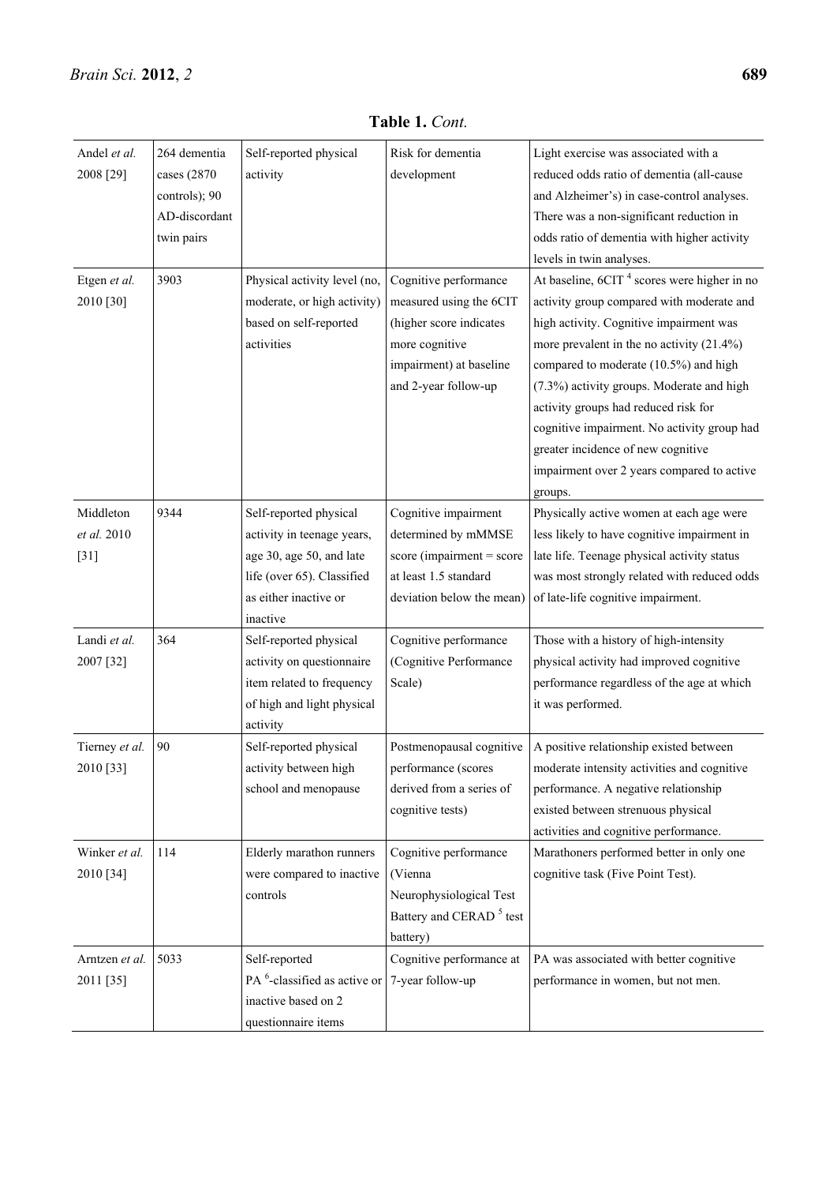**Table 1.** *Cont.*

| | | | | |
|---|---|---|---|---|
| Andel *et al.* 2008 [29] | 264 dementia cases (2870 controls); 90 AD-discordant twin pairs | Self-reported physical activity | Risk for dementia development | Light exercise was associated with a reduced odds ratio of dementia (all-cause and Alzheimer's) in case-control analyses. There was a non-significant reduction in odds ratio of dementia with higher activity levels in twin analyses. |
| Etgen *et al.* 2010 [30] | 3903 | Physical activity level (no, moderate, or high activity) based on self-reported activities | Cognitive performance measured using the 6CIT (higher score indicates more cognitive impairment) at baseline and 2-year follow-up | At baseline, 6CIT [4] scores were higher in no activity group compared with moderate and high activity. Cognitive impairment was more prevalent in the no activity (21.4%) compared to moderate (10.5%) and high (7.3%) activity groups. Moderate and high activity groups had reduced risk for cognitive impairment. No activity group had greater incidence of new cognitive impairment over 2 years compared to active groups. |
| Middleton *et al.* 2010 [31] | 9344 | Self-reported physical activity in teenage years, age 30, age 50, and late life (over 65). Classified as either inactive or inactive | Cognitive impairment determined by mMMSE score (impairment = score at least 1.5 standard deviation below the mean) | Physically active women at each age were less likely to have cognitive impairment in late life. Teenage physical activity status was most strongly related with reduced odds of late-life cognitive impairment. |
| Landi *et al.* 2007 [32] | 364 | Self-reported physical activity on questionnaire item related to frequency of high and light physical activity | Cognitive performance (Cognitive Performance Scale) | Those with a history of high-intensity physical activity had improved cognitive performance regardless of the age at which it was performed. |
| Tierney *et al.* 2010 [33] | 90 | Self-reported physical activity between high school and menopause | Postmenopausal cognitive performance (scores derived from a series of cognitive tests) | A positive relationship existed between moderate intensity activities and cognitive performance. A negative relationship existed between strenuous physical activities and cognitive performance. |
| Winker *et al.* 2010 [34] | 114 | Elderly marathon runners were compared to inactive controls | Cognitive performance (Vienna Neurophysiological Test Battery and CERAD [5] test battery) | Marathoners performed better in only one cognitive task (Five Point Test). |
| Arntzen *et al.* 2011 [35] | 5033 | Self-reported PA [6]-classified as active or inactive based on 2 questionnaire items | Cognitive performance at 7-year follow-up | PA was associated with better cognitive performance in women, but not men. |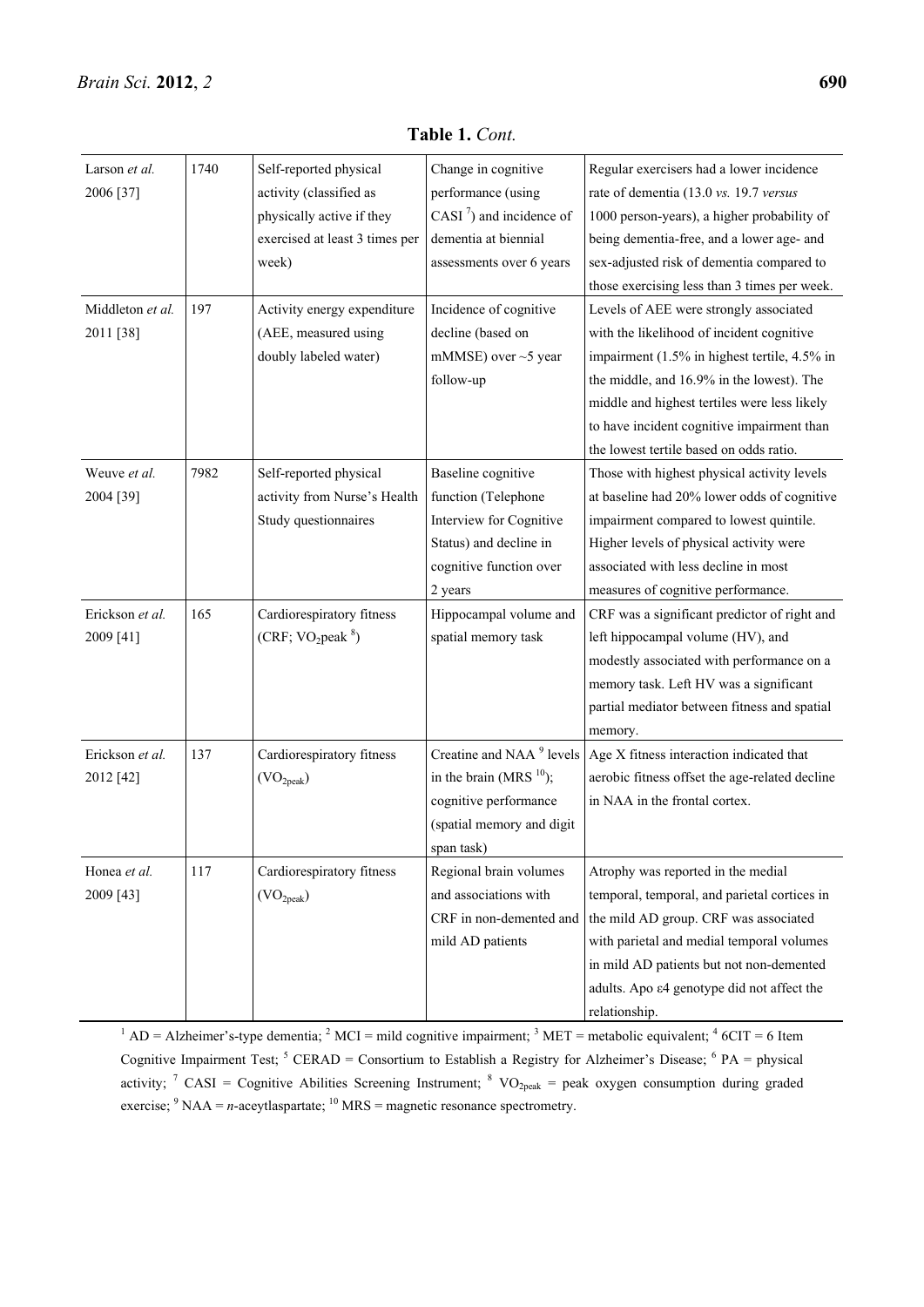**Table 1.** *Cont.*

| | | | | |
|---|---|---|---|---|
| Larson *et al.* 2006 [37] | 1740 | Self-reported physical activity (classified as physically active if they exercised at least 3 times per week) | Change in cognitive performance (using CASI [7]) and incidence of dementia at biennial assessments over 6 years | Regular exercisers had a lower incidence rate of dementia (13.0 *vs.* 19.7 *versus* 1000 person-years), a higher probability of being dementia-free, and a lower age- and sex-adjusted risk of dementia compared to those exercising less than 3 times per week. |
| Middleton *et al.* 2011 [38] | 197 | Activity energy expenditure (AEE, measured using doubly labeled water) | Incidence of cognitive decline (based on mMMSE) over ~5 year follow-up | Levels of AEE were strongly associated with the likelihood of incident cognitive impairment (1.5% in highest tertile, 4.5% in the middle, and 16.9% in the lowest). The middle and highest tertiles were less likely to have incident cognitive impairment than the lowest tertile based on odds ratio. |
| Weuve *et al.* 2004 [39] | 7982 | Self-reported physical activity from Nurse's Health Study questionnaires | Baseline cognitive function (Telephone Interview for Cognitive Status) and decline in cognitive function over 2 years | Those with highest physical activity levels at baseline had 20% lower odds of cognitive impairment compared to lowest quintile. Higher levels of physical activity were associated with less decline in most measures of cognitive performance. |
| Erickson *et al.* 2009 [41] | 165 | Cardiorespiratory fitness (CRF; $VO_2$peak [8]) | Hippocampal volume and spatial memory task | CRF was a significant predictor of right and left hippocampal volume (HV), and modestly associated with performance on a memory task. Left HV was a significant partial mediator between fitness and spatial memory. |
| Erickson *et al.* 2012 [42] | 137 | Cardiorespiratory fitness ($VO_{2peak}$) | Creatine and NAA [9] levels in the brain (MRS [10]); cognitive performance (spatial memory and digit span task) | Age X fitness interaction indicated that aerobic fitness offset the age-related decline in NAA in the frontal cortex. |
| Honea *et al.* 2009 [43] | 117 | Cardiorespiratory fitness ($VO_{2peak}$) | Regional brain volumes and associations with CRF in non-demented and mild AD patients | Atrophy was reported in the medial temporal, temporal, and parietal cortices in the mild AD group. CRF was associated with parietal and medial temporal volumes in mild AD patients but not non-demented adults. Apo ε4 genotype did not affect the relationship. |

[1] AD = Alzheimer's-type dementia; [2] MCI = mild cognitive impairment; [3] MET = metabolic equivalent; [4] 6CIT = 6 Item Cognitive Impairment Test; [5] CERAD = Consortium to Establish a Registry for Alzheimer's Disease; [6] PA = physical activity; [7] CASI = Cognitive Abilities Screening Instrument; [8] $VO_{2peak}$ = peak oxygen consumption during graded exercise; [9] NAA = *n*-aceytlaspartate; [10] MRS = magnetic resonance spectrometry.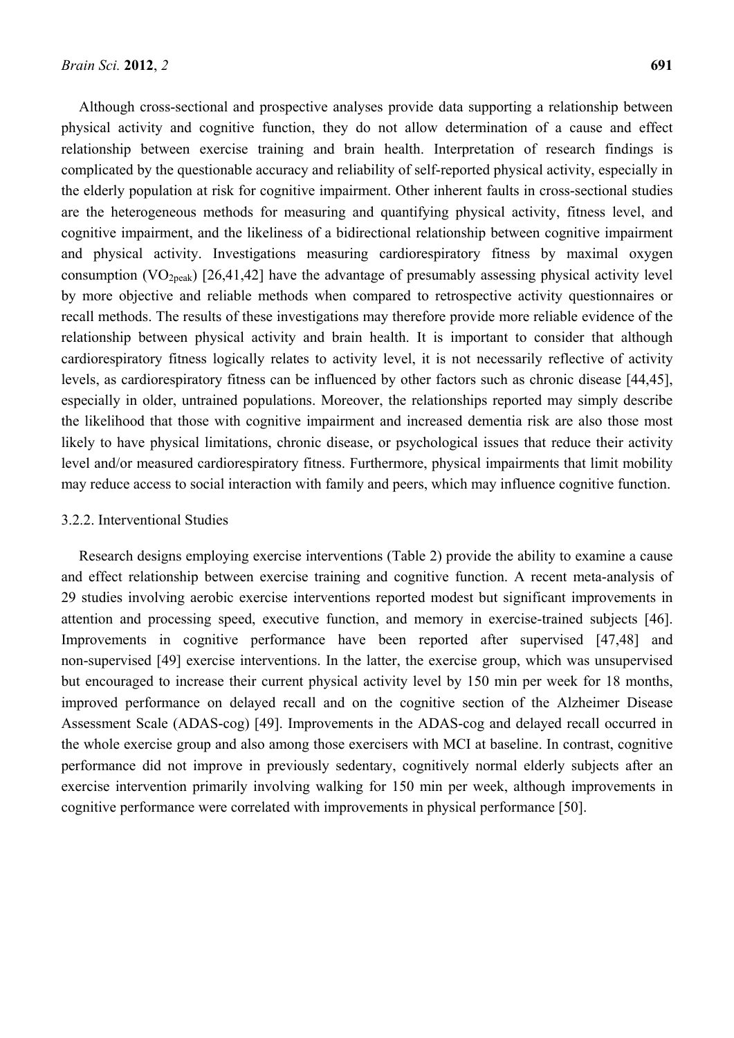Although cross-sectional and prospective analyses provide data supporting a relationship between physical activity and cognitive function, they do not allow determination of a cause and effect relationship between exercise training and brain health. Interpretation of research findings is complicated by the questionable accuracy and reliability of self-reported physical activity, especially in the elderly population at risk for cognitive impairment. Other inherent faults in cross-sectional studies are the heterogeneous methods for measuring and quantifying physical activity, fitness level, and cognitive impairment, and the likeliness of a bidirectional relationship between cognitive impairment and physical activity. Investigations measuring cardiorespiratory fitness by maximal oxygen consumption ($VO_{2peak}$) [26,41,42] have the advantage of presumably assessing physical activity level by more objective and reliable methods when compared to retrospective activity questionnaires or recall methods. The results of these investigations may therefore provide more reliable evidence of the relationship between physical activity and brain health. It is important to consider that although cardiorespiratory fitness logically relates to activity level, it is not necessarily reflective of activity levels, as cardiorespiratory fitness can be influenced by other factors such as chronic disease [44,45], especially in older, untrained populations. Moreover, the relationships reported may simply describe the likelihood that those with cognitive impairment and increased dementia risk are also those most likely to have physical limitations, chronic disease, or psychological issues that reduce their activity level and/or measured cardiorespiratory fitness. Furthermore, physical impairments that limit mobility may reduce access to social interaction with family and peers, which may influence cognitive function.

### 3.2.2. Interventional Studies

Research designs employing exercise interventions (Table 2) provide the ability to examine a cause and effect relationship between exercise training and cognitive function. A recent meta-analysis of 29 studies involving aerobic exercise interventions reported modest but significant improvements in attention and processing speed, executive function, and memory in exercise-trained subjects [46]. Improvements in cognitive performance have been reported after supervised [47,48] and non-supervised [49] exercise interventions. In the latter, the exercise group, which was unsupervised but encouraged to increase their current physical activity level by 150 min per week for 18 months, improved performance on delayed recall and on the cognitive section of the Alzheimer Disease Assessment Scale (ADAS-cog) [49]. Improvements in the ADAS-cog and delayed recall occurred in the whole exercise group and also among those exercisers with MCI at baseline. In contrast, cognitive performance did not improve in previously sedentary, cognitively normal elderly subjects after an exercise intervention primarily involving walking for 150 min per week, although improvements in cognitive performance were correlated with improvements in physical performance [50].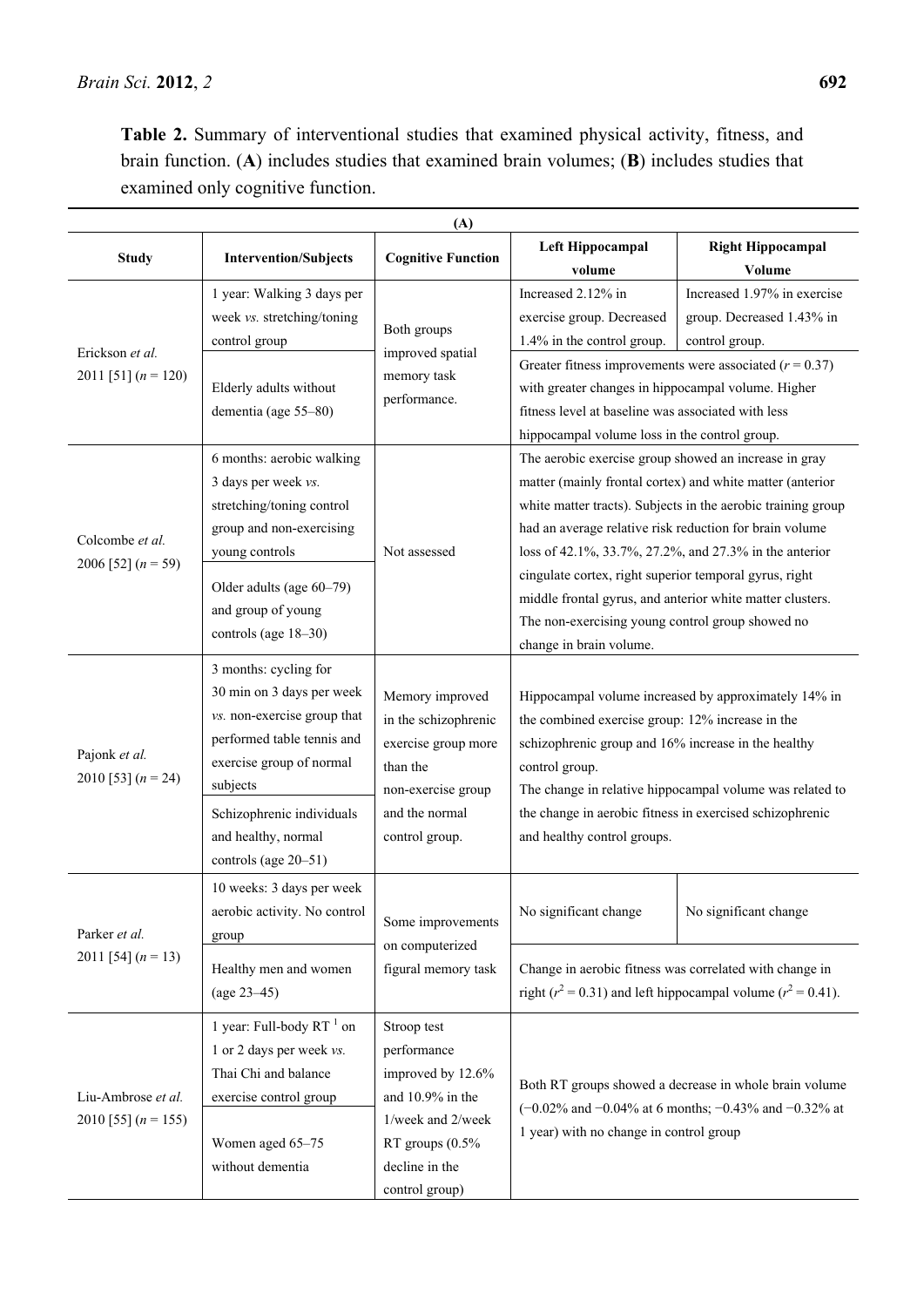**Table 2.** Summary of interventional studies that examined physical activity, fitness, and brain function. (**A**) includes studies that examined brain volumes; (**B**) includes studies that examined only cognitive function.

| **(A)** | | | | |
|---|---|---|---|---|
| **Study** | **Intervention/Subjects** | **Cognitive Function** | **Left Hippocampal volume** | **Right Hippocampal Volume** |
| Erickson *et al.* 2011 [51] ($n$ = 120) | 1 year: Walking 3 days per week *vs.* stretching/toning control group | Both groups improved spatial memory task performance. | Increased 2.12% in exercise group. Decreased 1.4% in the control group. | Increased 1.97% in exercise group. Decreased 1.43% in control group. |
| | Elderly adults without dementia (age 55–80) | | Greater fitness improvements were associated ($r$ = 0.37) with greater changes in hippocampal volume. Higher fitness level at baseline was associated with less hippocampal volume loss in the control group. | |
| Colcombe *et al.* 2006 [52] ($n$ = 59) | 6 months: aerobic walking 3 days per week *vs.* stretching/toning control group and non-exercising young controls | Not assessed | The aerobic exercise group showed an increase in gray matter (mainly frontal cortex) and white matter (anterior white matter tracts). Subjects in the aerobic training group had an average relative risk reduction for brain volume loss of 42.1%, 33.7%, 27.2%, and 27.3% in the anterior cingulate cortex, right superior temporal gyrus, right middle frontal gyrus, and anterior white matter clusters. The non-exercising young control group showed no change in brain volume. | |
| | Older adults (age 60–79) and group of young controls (age 18–30) | | | |
| Pajonk *et al.* 2010 [53] ($n$ = 24) | 3 months: cycling for 30 min on 3 days per week *vs.* non-exercise group that performed table tennis and exercise group of normal subjects | Memory improved in the schizophrenic exercise group more than the non-exercise group and the normal control group. | Hippocampal volume increased by approximately 14% in the combined exercise group: 12% increase in the schizophrenic group and 16% increase in the healthy control group. The change in relative hippocampal volume was related to the change in aerobic fitness in exercised schizophrenic and healthy control groups. | |
| | Schizophrenic individuals and healthy, normal controls (age 20–51) | | | |
| Parker *et al.* 2011 [54] ($n$ = 13) | 10 weeks: 3 days per week aerobic activity. No control group | Some improvements on computerized figural memory task | No significant change | No significant change |
| | Healthy men and women (age 23–45) | | Change in aerobic fitness was correlated with change in right ($r^2$ = 0.31) and left hippocampal volume ($r^2$ = 0.41). | |
| Liu-Ambrose *et al.* 2010 [55] ($n$ = 155) | 1 year: Full-body RT [1] on 1 or 2 days per week *vs.* Thai Chi and balance exercise control group | Stroop test performance improved by 12.6% and 10.9% in the 1/week and 2/week RT groups (0.5% decline in the control group) | Both RT groups showed a decrease in whole brain volume (−0.02% and −0.04% at 6 months; −0.43% and −0.32% at 1 year) with no change in control group | |
| | Women aged 65–75 without dementia | | | |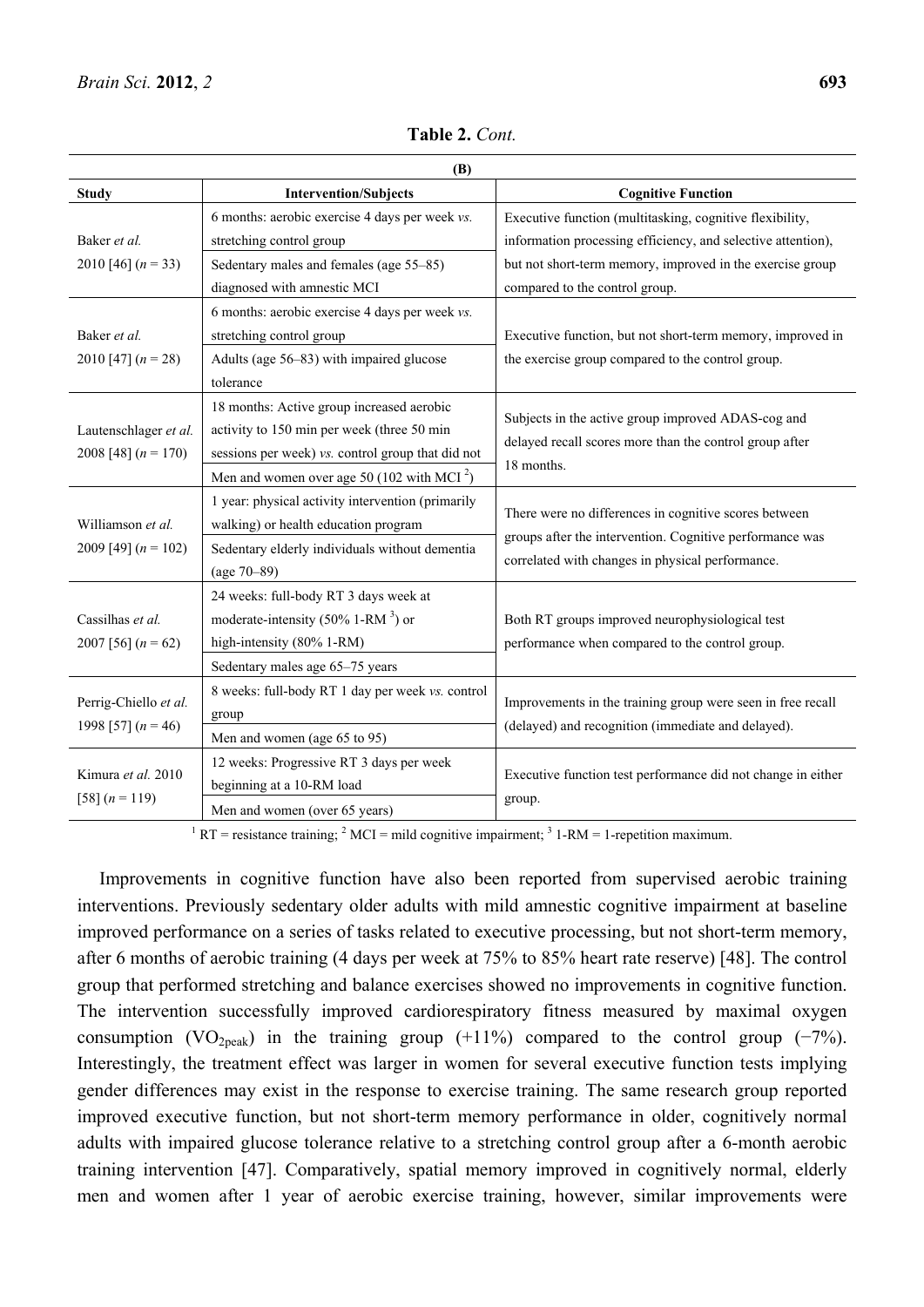**Table 2.** *Cont.*

| (B) | | |
|---|---|---|
| **Study** | **Intervention/Subjects** | **Cognitive Function** |
| Baker *et al.* 2010 [46] (*n* = 33) | 6 months: aerobic exercise 4 days per week *vs.* stretching control group<br>Sedentary males and females (age 55–85) diagnosed with amnestic MCI | Executive function (multitasking, cognitive flexibility, information processing efficiency, and selective attention), but not short-term memory, improved in the exercise group compared to the control group. |
| Baker *et al.* 2010 [47] (*n* = 28) | 6 months: aerobic exercise 4 days per week *vs.* stretching control group<br>Adults (age 56–83) with impaired glucose tolerance | Executive function, but not short-term memory, improved in the exercise group compared to the control group. |
| Lautenschlager *et al.* 2008 [48] (*n* = 170) | 18 months: Active group increased aerobic activity to 150 min per week (three 50 min sessions per week) *vs.* control group that did not<br>Men and women over age 50 (102 with MCI [2]) | Subjects in the active group improved ADAS-cog and delayed recall scores more than the control group after 18 months. |
| Williamson *et al.* 2009 [49] (*n* = 102) | 1 year: physical activity intervention (primarily walking) or health education program<br>Sedentary elderly individuals without dementia (age 70–89) | There were no differences in cognitive scores between groups after the intervention. Cognitive performance was correlated with changes in physical performance. |
| Cassilhas *et al.* 2007 [56] (*n* = 62) | 24 weeks: full-body RT 3 days week at moderate-intensity (50% 1-RM [3]) or high-intensity (80% 1-RM)<br>Sedentary males age 65–75 years | Both RT groups improved neurophysiological test performance when compared to the control group. |
| Perrig-Chiello *et al.* 1998 [57] (*n* = 46) | 8 weeks: full-body RT 1 day per week *vs.* control group<br>Men and women (age 65 to 95) | Improvements in the training group were seen in free recall (delayed) and recognition (immediate and delayed). |
| Kimura *et al.* 2010 [58] (*n* = 119) | 12 weeks: Progressive RT 3 days per week beginning at a 10-RM load<br>Men and women (over 65 years) | Executive function test performance did not change in either group. |

[1] RT = resistance training; [2] MCI = mild cognitive impairment; [3] 1-RM = 1-repetition maximum.

Improvements in cognitive function have also been reported from supervised aerobic training interventions. Previously sedentary older adults with mild amnestic cognitive impairment at baseline improved performance on a series of tasks related to executive processing, but not short-term memory, after 6 months of aerobic training (4 days per week at 75% to 85% heart rate reserve) [48]. The control group that performed stretching and balance exercises showed no improvements in cognitive function. The intervention successfully improved cardiorespiratory fitness measured by maximal oxygen consumption ($VO_{2peak}$) in the training group (+11%) compared to the control group (−7%). Interestingly, the treatment effect was larger in women for several executive function tests implying gender differences may exist in the response to exercise training. The same research group reported improved executive function, but not short-term memory performance in older, cognitively normal adults with impaired glucose tolerance relative to a stretching control group after a 6-month aerobic training intervention [47]. Comparatively, spatial memory improved in cognitively normal, elderly men and women after 1 year of aerobic exercise training, however, similar improvements were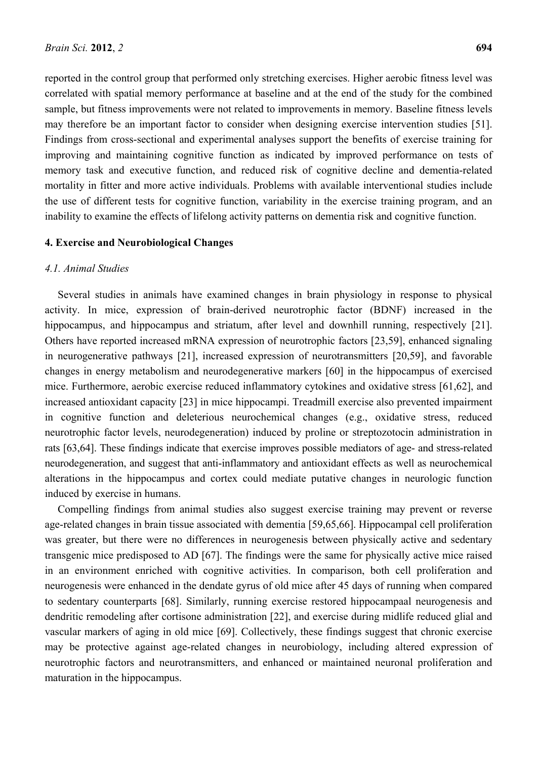reported in the control group that performed only stretching exercises. Higher aerobic fitness level was correlated with spatial memory performance at baseline and at the end of the study for the combined sample, but fitness improvements were not related to improvements in memory. Baseline fitness levels may therefore be an important factor to consider when designing exercise intervention studies [51]. Findings from cross-sectional and experimental analyses support the benefits of exercise training for improving and maintaining cognitive function as indicated by improved performance on tests of memory task and executive function, and reduced risk of cognitive decline and dementia-related mortality in fitter and more active individuals. Problems with available interventional studies include the use of different tests for cognitive function, variability in the exercise training program, and an inability to examine the effects of lifelong activity patterns on dementia risk and cognitive function.

## 4. Exercise and Neurobiological Changes

### *4.1. Animal Studies*

Several studies in animals have examined changes in brain physiology in response to physical activity. In mice, expression of brain-derived neurotrophic factor (BDNF) increased in the hippocampus, and hippocampus and striatum, after level and downhill running, respectively [21]. Others have reported increased mRNA expression of neurotrophic factors [23,59], enhanced signaling in neurogenerative pathways [21], increased expression of neurotransmitters [20,59], and favorable changes in energy metabolism and neurodegenerative markers [60] in the hippocampus of exercised mice. Furthermore, aerobic exercise reduced inflammatory cytokines and oxidative stress [61,62], and increased antioxidant capacity [23] in mice hippocampi. Treadmill exercise also prevented impairment in cognitive function and deleterious neurochemical changes (e.g., oxidative stress, reduced neurotrophic factor levels, neurodegeneration) induced by proline or streptozotocin administration in rats [63,64]. These findings indicate that exercise improves possible mediators of age- and stress-related neurodegeneration, and suggest that anti-inflammatory and antioxidant effects as well as neurochemical alterations in the hippocampus and cortex could mediate putative changes in neurologic function induced by exercise in humans.

Compelling findings from animal studies also suggest exercise training may prevent or reverse age-related changes in brain tissue associated with dementia [59,65,66]. Hippocampal cell proliferation was greater, but there were no differences in neurogenesis between physically active and sedentary transgenic mice predisposed to AD [67]. The findings were the same for physically active mice raised in an environment enriched with cognitive activities. In comparison, both cell proliferation and neurogenesis were enhanced in the dendate gyrus of old mice after 45 days of running when compared to sedentary counterparts [68]. Similarly, running exercise restored hippocampaal neurogenesis and dendritic remodeling after cortisone administration [22], and exercise during midlife reduced glial and vascular markers of aging in old mice [69]. Collectively, these findings suggest that chronic exercise may be protective against age-related changes in neurobiology, including altered expression of neurotrophic factors and neurotransmitters, and enhanced or maintained neuronal proliferation and maturation in the hippocampus.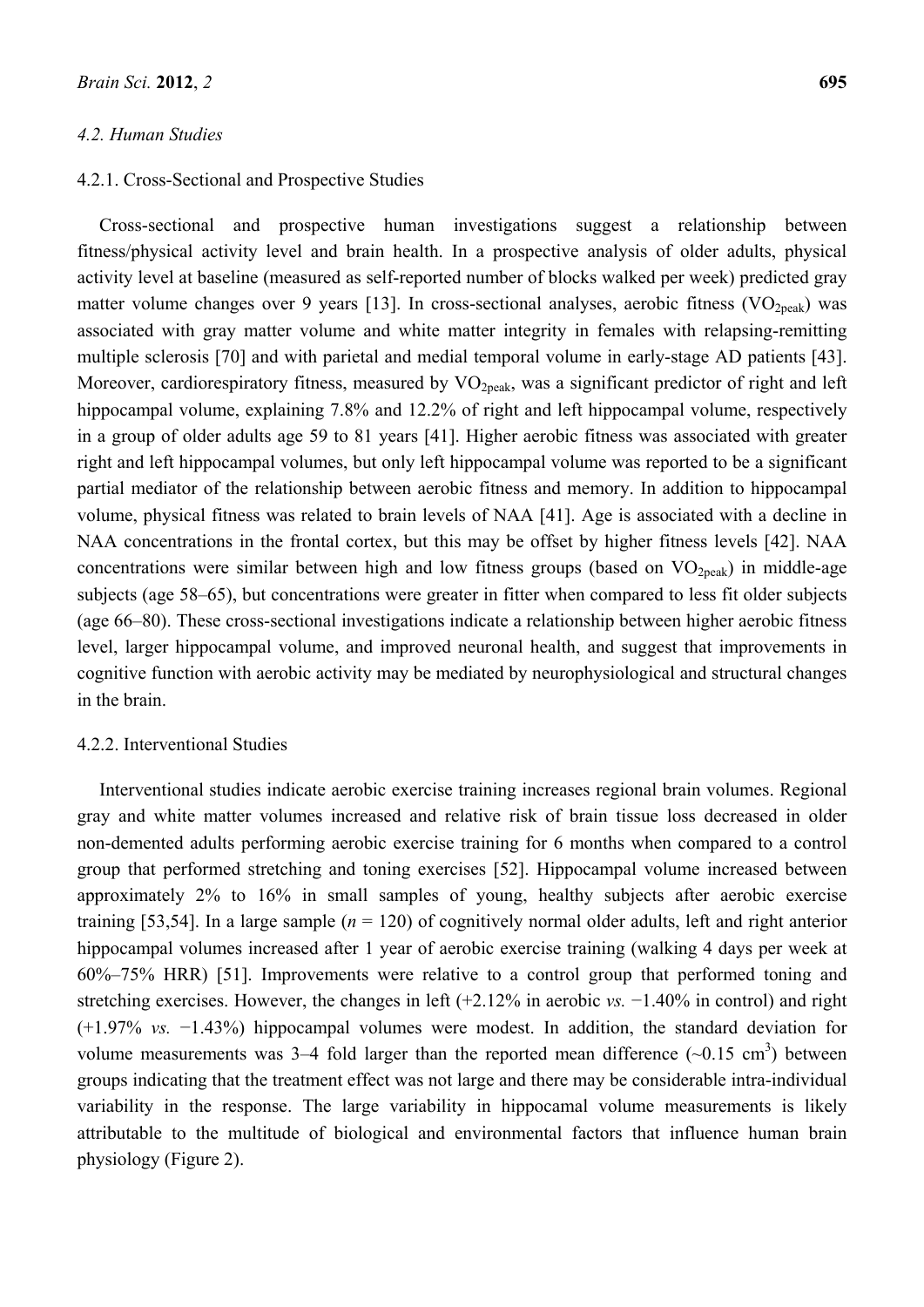### 4.2. Human Studies

#### 4.2.1. Cross-Sectional and Prospective Studies

Cross-sectional and prospective human investigations suggest a relationship between fitness/physical activity level and brain health. In a prospective analysis of older adults, physical activity level at baseline (measured as self-reported number of blocks walked per week) predicted gray matter volume changes over 9 years [13]. In cross-sectional analyses, aerobic fitness ($VO_{2peak}$) was associated with gray matter volume and white matter integrity in females with relapsing-remitting multiple sclerosis [70] and with parietal and medial temporal volume in early-stage AD patients [43]. Moreover, cardiorespiratory fitness, measured by $VO_{2peak}$, was a significant predictor of right and left hippocampal volume, explaining 7.8% and 12.2% of right and left hippocampal volume, respectively in a group of older adults age 59 to 81 years [41]. Higher aerobic fitness was associated with greater right and left hippocampal volumes, but only left hippocampal volume was reported to be a significant partial mediator of the relationship between aerobic fitness and memory. In addition to hippocampal volume, physical fitness was related to brain levels of NAA [41]. Age is associated with a decline in NAA concentrations in the frontal cortex, but this may be offset by higher fitness levels [42]. NAA concentrations were similar between high and low fitness groups (based on $VO_{2peak}$) in middle-age subjects (age 58–65), but concentrations were greater in fitter when compared to less fit older subjects (age 66–80). These cross-sectional investigations indicate a relationship between higher aerobic fitness level, larger hippocampal volume, and improved neuronal health, and suggest that improvements in cognitive function with aerobic activity may be mediated by neurophysiological and structural changes in the brain.

#### 4.2.2. Interventional Studies

Interventional studies indicate aerobic exercise training increases regional brain volumes. Regional gray and white matter volumes increased and relative risk of brain tissue loss decreased in older non-demented adults performing aerobic exercise training for 6 months when compared to a control group that performed stretching and toning exercises [52]. Hippocampal volume increased between approximately 2% to 16% in small samples of young, healthy subjects after aerobic exercise training [53,54]. In a large sample ($n$ = 120) of cognitively normal older adults, left and right anterior hippocampal volumes increased after 1 year of aerobic exercise training (walking 4 days per week at 60%–75% HRR) [51]. Improvements were relative to a control group that performed toning and stretching exercises. However, the changes in left (+2.12% in aerobic *vs.* −1.40% in control) and right (+1.97% *vs.* −1.43%) hippocampal volumes were modest. In addition, the standard deviation for volume measurements was 3–4 fold larger than the reported mean difference (~0.15 $cm^3$) between groups indicating that the treatment effect was not large and there may be considerable intra-individual variability in the response. The large variability in hippocamal volume measurements is likely attributable to the multitude of biological and environmental factors that influence human brain physiology (Figure 2).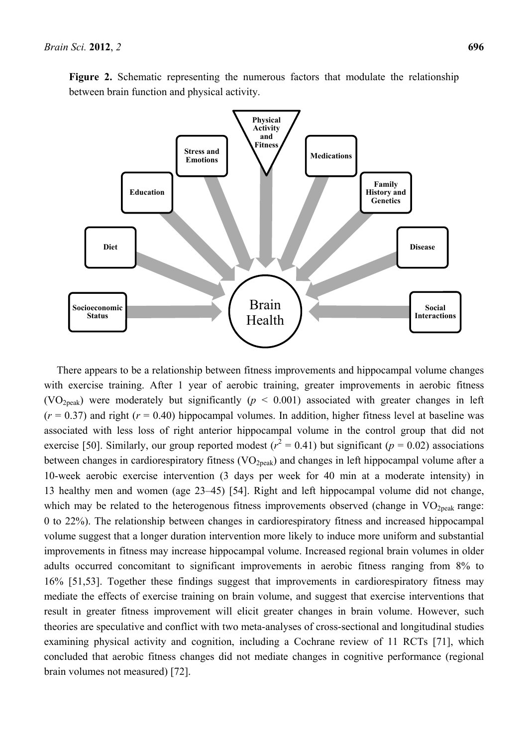**Figure 2.** Schematic representing the numerous factors that modulate the relationship between brain function and physical activity.

There appears to be a relationship between fitness improvements and hippocampal volume changes with exercise training. After 1 year of aerobic training, greater improvements in aerobic fitness ($VO_{2peak}$) were moderately but significantly ($p < 0.001$) associated with greater changes in left ($r = 0.37$) and right ($r = 0.40$) hippocampal volumes. In addition, higher fitness level at baseline was associated with less loss of right anterior hippocampal volume in the control group that did not exercise [50]. Similarly, our group reported modest ($r^2 = 0.41$) but significant ($p = 0.02$) associations between changes in cardiorespiratory fitness ($VO_{2peak}$) and changes in left hippocampal volume after a 10-week aerobic exercise intervention (3 days per week for 40 min at a moderate intensity) in 13 healthy men and women (age 23–45) [54]. Right and left hippocampal volume did not change, which may be related to the heterogenous fitness improvements observed (change in $VO_{2peak}$ range: 0 to 22%). The relationship between changes in cardiorespiratory fitness and increased hippocampal volume suggest that a longer duration intervention more likely to induce more uniform and substantial improvements in fitness may increase hippocampal volume. Increased regional brain volumes in older adults occurred concomitant to significant improvements in aerobic fitness ranging from 8% to 16% [51,53]. Together these findings suggest that improvements in cardiorespiratory fitness may mediate the effects of exercise training on brain volume, and suggest that exercise interventions that result in greater fitness improvement will elicit greater changes in brain volume. However, such theories are speculative and conflict with two meta-analyses of cross-sectional and longitudinal studies examining physical activity and cognition, including a Cochrane review of 11 RCTs [71], which concluded that aerobic fitness changes did not mediate changes in cognitive performance (regional brain volumes not measured) [72].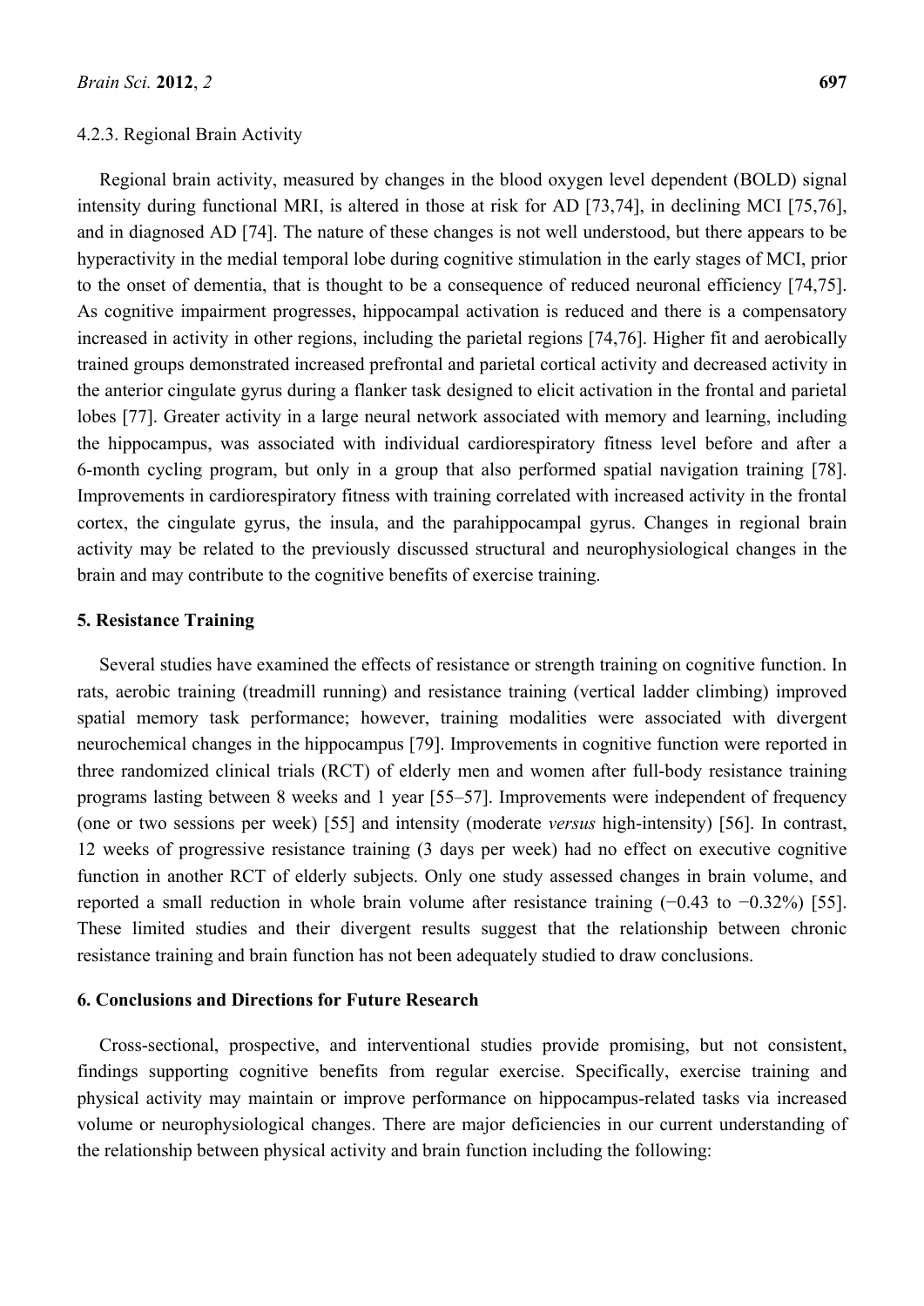#### 4.2.3. Regional Brain Activity

Regional brain activity, measured by changes in the blood oxygen level dependent (BOLD) signal intensity during functional MRI, is altered in those at risk for AD [73,74], in declining MCI [75,76], and in diagnosed AD [74]. The nature of these changes is not well understood, but there appears to be hyperactivity in the medial temporal lobe during cognitive stimulation in the early stages of MCI, prior to the onset of dementia, that is thought to be a consequence of reduced neuronal efficiency [74,75]. As cognitive impairment progresses, hippocampal activation is reduced and there is a compensatory increased in activity in other regions, including the parietal regions [74,76]. Higher fit and aerobically trained groups demonstrated increased prefrontal and parietal cortical activity and decreased activity in the anterior cingulate gyrus during a flanker task designed to elicit activation in the frontal and parietal lobes [77]. Greater activity in a large neural network associated with memory and learning, including the hippocampus, was associated with individual cardiorespiratory fitness level before and after a 6-month cycling program, but only in a group that also performed spatial navigation training [78]. Improvements in cardiorespiratory fitness with training correlated with increased activity in the frontal cortex, the cingulate gyrus, the insula, and the parahippocampal gyrus. Changes in regional brain activity may be related to the previously discussed structural and neurophysiological changes in the brain and may contribute to the cognitive benefits of exercise training.

## 5. Resistance Training

Several studies have examined the effects of resistance or strength training on cognitive function. In rats, aerobic training (treadmill running) and resistance training (vertical ladder climbing) improved spatial memory task performance; however, training modalities were associated with divergent neurochemical changes in the hippocampus [79]. Improvements in cognitive function were reported in three randomized clinical trials (RCT) of elderly men and women after full-body resistance training programs lasting between 8 weeks and 1 year [55–57]. Improvements were independent of frequency (one or two sessions per week) [55] and intensity (moderate *versus* high-intensity) [56]. In contrast, 12 weeks of progressive resistance training (3 days per week) had no effect on executive cognitive function in another RCT of elderly subjects. Only one study assessed changes in brain volume, and reported a small reduction in whole brain volume after resistance training (−0.43 to −0.32%) [55]. These limited studies and their divergent results suggest that the relationship between chronic resistance training and brain function has not been adequately studied to draw conclusions.

## 6. Conclusions and Directions for Future Research

Cross-sectional, prospective, and interventional studies provide promising, but not consistent, findings supporting cognitive benefits from regular exercise. Specifically, exercise training and physical activity may maintain or improve performance on hippocampus-related tasks via increased volume or neurophysiological changes. There are major deficiencies in our current understanding of the relationship between physical activity and brain function including the following: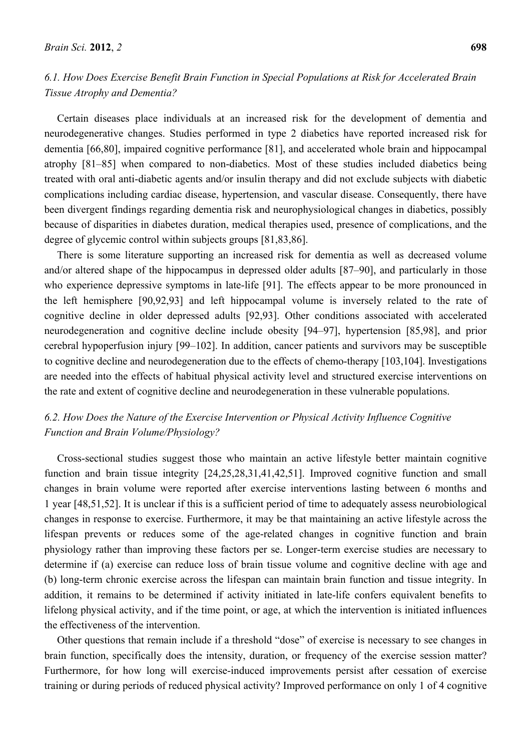### *6.1. How Does Exercise Benefit Brain Function in Special Populations at Risk for Accelerated Brain Tissue Atrophy and Dementia?*

Certain diseases place individuals at an increased risk for the development of dementia and neurodegenerative changes. Studies performed in type 2 diabetics have reported increased risk for dementia [66,80], impaired cognitive performance [81], and accelerated whole brain and hippocampal atrophy [81–85] when compared to non-diabetics. Most of these studies included diabetics being treated with oral anti-diabetic agents and/or insulin therapy and did not exclude subjects with diabetic complications including cardiac disease, hypertension, and vascular disease. Consequently, there have been divergent findings regarding dementia risk and neurophysiological changes in diabetics, possibly because of disparities in diabetes duration, medical therapies used, presence of complications, and the degree of glycemic control within subjects groups [81,83,86].

There is some literature supporting an increased risk for dementia as well as decreased volume and/or altered shape of the hippocampus in depressed older adults [87–90], and particularly in those who experience depressive symptoms in late-life [91]. The effects appear to be more pronounced in the left hemisphere [90,92,93] and left hippocampal volume is inversely related to the rate of cognitive decline in older depressed adults [92,93]. Other conditions associated with accelerated neurodegeneration and cognitive decline include obesity [94–97], hypertension [85,98], and prior cerebral hypoperfusion injury [99–102]. In addition, cancer patients and survivors may be susceptible to cognitive decline and neurodegeneration due to the effects of chemo-therapy [103,104]. Investigations are needed into the effects of habitual physical activity level and structured exercise interventions on the rate and extent of cognitive decline and neurodegeneration in these vulnerable populations.

### *6.2. How Does the Nature of the Exercise Intervention or Physical Activity Influence Cognitive Function and Brain Volume/Physiology?*

Cross-sectional studies suggest those who maintain an active lifestyle better maintain cognitive function and brain tissue integrity [24,25,28,31,41,42,51]. Improved cognitive function and small changes in brain volume were reported after exercise interventions lasting between 6 months and 1 year [48,51,52]. It is unclear if this is a sufficient period of time to adequately assess neurobiological changes in response to exercise. Furthermore, it may be that maintaining an active lifestyle across the lifespan prevents or reduces some of the age-related changes in cognitive function and brain physiology rather than improving these factors per se. Longer-term exercise studies are necessary to determine if (a) exercise can reduce loss of brain tissue volume and cognitive decline with age and (b) long-term chronic exercise across the lifespan can maintain brain function and tissue integrity. In addition, it remains to be determined if activity initiated in late-life confers equivalent benefits to lifelong physical activity, and if the time point, or age, at which the intervention is initiated influences the effectiveness of the intervention.

Other questions that remain include if a threshold "dose" of exercise is necessary to see changes in brain function, specifically does the intensity, duration, or frequency of the exercise session matter? Furthermore, for how long will exercise-induced improvements persist after cessation of exercise training or during periods of reduced physical activity? Improved performance on only 1 of 4 cognitive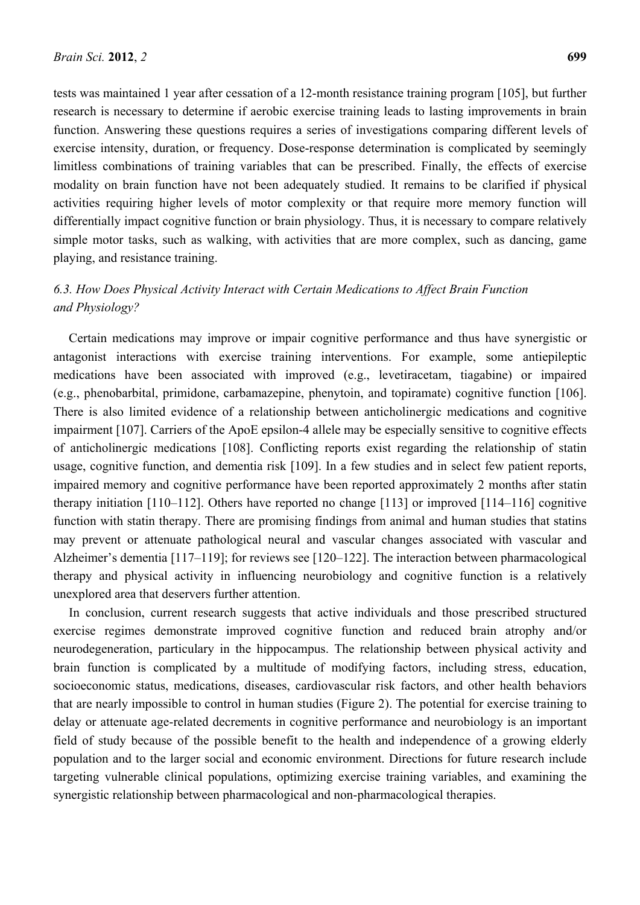tests was maintained 1 year after cessation of a 12-month resistance training program [105], but further research is necessary to determine if aerobic exercise training leads to lasting improvements in brain function. Answering these questions requires a series of investigations comparing different levels of exercise intensity, duration, or frequency. Dose-response determination is complicated by seemingly limitless combinations of training variables that can be prescribed. Finally, the effects of exercise modality on brain function have not been adequately studied. It remains to be clarified if physical activities requiring higher levels of motor complexity or that require more memory function will differentially impact cognitive function or brain physiology. Thus, it is necessary to compare relatively simple motor tasks, such as walking, with activities that are more complex, such as dancing, game playing, and resistance training.

### *6.3. How Does Physical Activity Interact with Certain Medications to Affect Brain Function and Physiology?*

Certain medications may improve or impair cognitive performance and thus have synergistic or antagonist interactions with exercise training interventions. For example, some antiepileptic medications have been associated with improved (e.g., levetiracetam, tiagabine) or impaired (e.g., phenobarbital, primidone, carbamazepine, phenytoin, and topiramate) cognitive function [106]. There is also limited evidence of a relationship between anticholinergic medications and cognitive impairment [107]. Carriers of the ApoE epsilon-4 allele may be especially sensitive to cognitive effects of anticholinergic medications [108]. Conflicting reports exist regarding the relationship of statin usage, cognitive function, and dementia risk [109]. In a few studies and in select few patient reports, impaired memory and cognitive performance have been reported approximately 2 months after statin therapy initiation [110–112]. Others have reported no change [113] or improved [114–116] cognitive function with statin therapy. There are promising findings from animal and human studies that statins may prevent or attenuate pathological neural and vascular changes associated with vascular and Alzheimer's dementia [117–119]; for reviews see [120–122]. The interaction between pharmacological therapy and physical activity in influencing neurobiology and cognitive function is a relatively unexplored area that deservers further attention.

In conclusion, current research suggests that active individuals and those prescribed structured exercise regimes demonstrate improved cognitive function and reduced brain atrophy and/or neurodegeneration, particulary in the hippocampus. The relationship between physical activity and brain function is complicated by a multitude of modifying factors, including stress, education, socioeconomic status, medications, diseases, cardiovascular risk factors, and other health behaviors that are nearly impossible to control in human studies (Figure 2). The potential for exercise training to delay or attenuate age-related decrements in cognitive performance and neurobiology is an important field of study because of the possible benefit to the health and independence of a growing elderly population and to the larger social and economic environment. Directions for future research include targeting vulnerable clinical populations, optimizing exercise training variables, and examining the synergistic relationship between pharmacological and non-pharmacological therapies.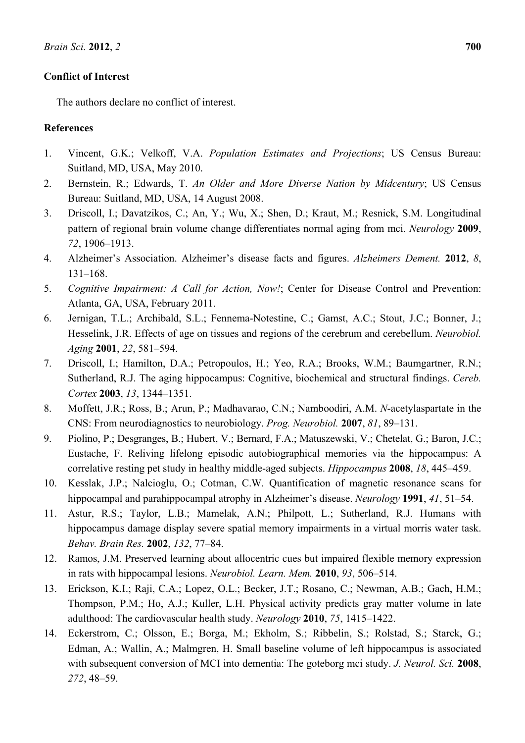## Conflict of Interest

The authors declare no conflict of interest.

## References

1. Vincent, G.K.; Velkoff, V.A. *Population Estimates and Projections*; US Census Bureau: Suitland, MD, USA, May 2010.
2. Bernstein, R.; Edwards, T. *An Older and More Diverse Nation by Midcentury*; US Census Bureau: Suitland, MD, USA, 14 August 2008.
3. Driscoll, I.; Davatzikos, C.; An, Y.; Wu, X.; Shen, D.; Kraut, M.; Resnick, S.M. Longitudinal pattern of regional brain volume change differentiates normal aging from mci. *Neurology* **2009**, *72*, 1906–1913.
4. Alzheimer's Association. Alzheimer's disease facts and figures. *Alzheimers Dement.* **2012**, *8*, 131–168.
5. *Cognitive Impairment: A Call for Action, Now!*; Center for Disease Control and Prevention: Atlanta, GA, USA, February 2011.
6. Jernigan, T.L.; Archibald, S.L.; Fennema-Notestine, C.; Gamst, A.C.; Stout, J.C.; Bonner, J.; Hesselink, J.R. Effects of age on tissues and regions of the cerebrum and cerebellum. *Neurobiol. Aging* **2001**, *22*, 581–594.
7. Driscoll, I.; Hamilton, D.A.; Petropoulos, H.; Yeo, R.A.; Brooks, W.M.; Baumgartner, R.N.; Sutherland, R.J. The aging hippocampus: Cognitive, biochemical and structural findings. *Cereb. Cortex* **2003**, *13*, 1344–1351.
8. Moffett, J.R.; Ross, B.; Arun, P.; Madhavarao, C.N.; Namboodiri, A.M. *N*-acetylaspartate in the CNS: From neurodiagnostics to neurobiology. *Prog. Neurobiol.* **2007**, *81*, 89–131.
9. Piolino, P.; Desgranges, B.; Hubert, V.; Bernard, F.A.; Matuszewski, V.; Chetelat, G.; Baron, J.C.; Eustache, F. Reliving lifelong episodic autobiographical memories via the hippocampus: A correlative resting pet study in healthy middle-aged subjects. *Hippocampus* **2008**, *18*, 445–459.
10. Kesslak, J.P.; Nalcioglu, O.; Cotman, C.W. Quantification of magnetic resonance scans for hippocampal and parahippocampal atrophy in Alzheimer's disease. *Neurology* **1991**, *41*, 51–54.
11. Astur, R.S.; Taylor, L.B.; Mamelak, A.N.; Philpott, L.; Sutherland, R.J. Humans with hippocampus damage display severe spatial memory impairments in a virtual morris water task. *Behav. Brain Res.* **2002**, *132*, 77–84.
12. Ramos, J.M. Preserved learning about allocentric cues but impaired flexible memory expression in rats with hippocampal lesions. *Neurobiol. Learn. Mem.* **2010**, *93*, 506–514.
13. Erickson, K.I.; Raji, C.A.; Lopez, O.L.; Becker, J.T.; Rosano, C.; Newman, A.B.; Gach, H.M.; Thompson, P.M.; Ho, A.J.; Kuller, L.H. Physical activity predicts gray matter volume in late adulthood: The cardiovascular health study. *Neurology* **2010**, *75*, 1415–1422.
14. Eckerstrom, C.; Olsson, E.; Borga, M.; Ekholm, S.; Ribbelin, S.; Rolstad, S.; Starck, G.; Edman, A.; Wallin, A.; Malmgren, H. Small baseline volume of left hippocampus is associated with subsequent conversion of MCI into dementia: The goteborg mci study. *J. Neurol. Sci.* **2008**, *272*, 48–59.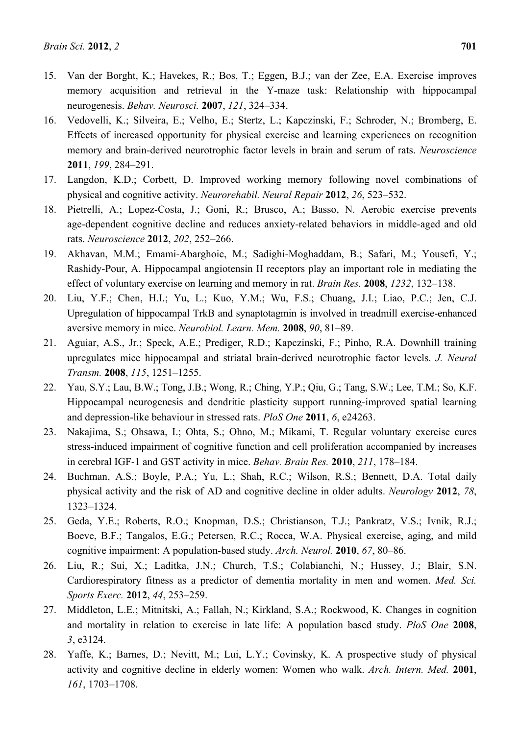15. Van der Borght, K.; Havekes, R.; Bos, T.; Eggen, B.J.; van der Zee, E.A. Exercise improves memory acquisition and retrieval in the Y-maze task: Relationship with hippocampal neurogenesis. *Behav. Neurosci.* **2007**, *121*, 324–334.
16. Vedovelli, K.; Silveira, E.; Velho, E.; Stertz, L.; Kapczinski, F.; Schroder, N.; Bromberg, E. Effects of increased opportunity for physical exercise and learning experiences on recognition memory and brain-derived neurotrophic factor levels in brain and serum of rats. *Neuroscience* **2011**, *199*, 284–291.
17. Langdon, K.D.; Corbett, D. Improved working memory following novel combinations of physical and cognitive activity. *Neurorehabil. Neural Repair* **2012**, *26*, 523–532.
18. Pietrelli, A.; Lopez-Costa, J.; Goni, R.; Brusco, A.; Basso, N. Aerobic exercise prevents age-dependent cognitive decline and reduces anxiety-related behaviors in middle-aged and old rats. *Neuroscience* **2012**, *202*, 252–266.
19. Akhavan, M.M.; Emami-Abarghoie, M.; Sadighi-Moghaddam, B.; Safari, M.; Yousefi, Y.; Rashidy-Pour, A. Hippocampal angiotensin II receptors play an important role in mediating the effect of voluntary exercise on learning and memory in rat. *Brain Res.* **2008**, *1232*, 132–138.
20. Liu, Y.F.; Chen, H.I.; Yu, L.; Kuo, Y.M.; Wu, F.S.; Chuang, J.I.; Liao, P.C.; Jen, C.J. Upregulation of hippocampal TrkB and synaptotagmin is involved in treadmill exercise-enhanced aversive memory in mice. *Neurobiol. Learn. Mem.* **2008**, *90*, 81–89.
21. Aguiar, A.S., Jr.; Speck, A.E.; Prediger, R.D.; Kapczinski, F.; Pinho, R.A. Downhill training upregulates mice hippocampal and striatal brain-derived neurotrophic factor levels. *J. Neural Transm.* **2008**, *115*, 1251–1255.
22. Yau, S.Y.; Lau, B.W.; Tong, J.B.; Wong, R.; Ching, Y.P.; Qiu, G.; Tang, S.W.; Lee, T.M.; So, K.F. Hippocampal neurogenesis and dendritic plasticity support running-improved spatial learning and depression-like behaviour in stressed rats. *PloS One* **2011**, *6*, e24263.
23. Nakajima, S.; Ohsawa, I.; Ohta, S.; Ohno, M.; Mikami, T. Regular voluntary exercise cures stress-induced impairment of cognitive function and cell proliferation accompanied by increases in cerebral IGF-1 and GST activity in mice. *Behav. Brain Res.* **2010**, *211*, 178–184.
24. Buchman, A.S.; Boyle, P.A.; Yu, L.; Shah, R.C.; Wilson, R.S.; Bennett, D.A. Total daily physical activity and the risk of AD and cognitive decline in older adults. *Neurology* **2012**, *78*, 1323–1324.
25. Geda, Y.E.; Roberts, R.O.; Knopman, D.S.; Christianson, T.J.; Pankratz, V.S.; Ivnik, R.J.; Boeve, B.F.; Tangalos, E.G.; Petersen, R.C.; Rocca, W.A. Physical exercise, aging, and mild cognitive impairment: A population-based study. *Arch. Neurol.* **2010**, *67*, 80–86.
26. Liu, R.; Sui, X.; Laditka, J.N.; Church, T.S.; Colabianchi, N.; Hussey, J.; Blair, S.N. Cardiorespiratory fitness as a predictor of dementia mortality in men and women. *Med. Sci. Sports Exerc.* **2012**, *44*, 253–259.
27. Middleton, L.E.; Mitnitski, A.; Fallah, N.; Kirkland, S.A.; Rockwood, K. Changes in cognition and mortality in relation to exercise in late life: A population based study. *PloS One* **2008**, *3*, e3124.
28. Yaffe, K.; Barnes, D.; Nevitt, M.; Lui, L.Y.; Covinsky, K. A prospective study of physical activity and cognitive decline in elderly women: Women who walk. *Arch. Intern. Med.* **2001**, *161*, 1703–1708.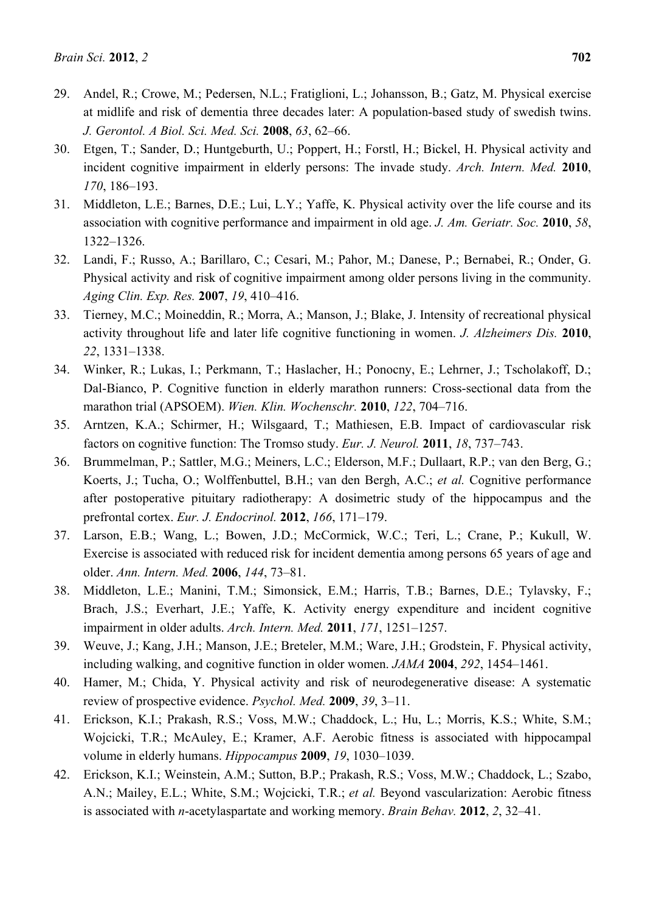29. Andel, R.; Crowe, M.; Pedersen, N.L.; Fratiglioni, L.; Johansson, B.; Gatz, M. Physical exercise at midlife and risk of dementia three decades later: A population-based study of swedish twins. *J. Gerontol. A Biol. Sci. Med. Sci.* **2008**, *63*, 62–66.
30. Etgen, T.; Sander, D.; Huntgeburth, U.; Poppert, H.; Forstl, H.; Bickel, H. Physical activity and incident cognitive impairment in elderly persons: The invade study. *Arch. Intern. Med.* **2010**, *170*, 186–193.
31. Middleton, L.E.; Barnes, D.E.; Lui, L.Y.; Yaffe, K. Physical activity over the life course and its association with cognitive performance and impairment in old age. *J. Am. Geriatr. Soc.* **2010**, *58*, 1322–1326.
32. Landi, F.; Russo, A.; Barillaro, C.; Cesari, M.; Pahor, M.; Danese, P.; Bernabei, R.; Onder, G. Physical activity and risk of cognitive impairment among older persons living in the community. *Aging Clin. Exp. Res.* **2007**, *19*, 410–416.
33. Tierney, M.C.; Moineddin, R.; Morra, A.; Manson, J.; Blake, J. Intensity of recreational physical activity throughout life and later life cognitive functioning in women. *J. Alzheimers Dis.* **2010**, *22*, 1331–1338.
34. Winker, R.; Lukas, I.; Perkmann, T.; Haslacher, H.; Ponocny, E.; Lehrner, J.; Tscholakoff, D.; Dal-Bianco, P. Cognitive function in elderly marathon runners: Cross-sectional data from the marathon trial (APSOEM). *Wien. Klin. Wochenschr.* **2010**, *122*, 704–716.
35. Arntzen, K.A.; Schirmer, H.; Wilsgaard, T.; Mathiesen, E.B. Impact of cardiovascular risk factors on cognitive function: The Tromso study. *Eur. J. Neurol.* **2011**, *18*, 737–743.
36. Brummelman, P.; Sattler, M.G.; Meiners, L.C.; Elderson, M.F.; Dullaart, R.P.; van den Berg, G.; Koerts, J.; Tucha, O.; Wolffenbuttel, B.H.; van den Bergh, A.C.; *et al.* Cognitive performance after postoperative pituitary radiotherapy: A dosimetric study of the hippocampus and the prefrontal cortex. *Eur. J. Endocrinol.* **2012**, *166*, 171–179.
37. Larson, E.B.; Wang, L.; Bowen, J.D.; McCormick, W.C.; Teri, L.; Crane, P.; Kukull, W. Exercise is associated with reduced risk for incident dementia among persons 65 years of age and older. *Ann. Intern. Med.* **2006**, *144*, 73–81.
38. Middleton, L.E.; Manini, T.M.; Simonsick, E.M.; Harris, T.B.; Barnes, D.E.; Tylavsky, F.; Brach, J.S.; Everhart, J.E.; Yaffe, K. Activity energy expenditure and incident cognitive impairment in older adults. *Arch. Intern. Med.* **2011**, *171*, 1251–1257.
39. Weuve, J.; Kang, J.H.; Manson, J.E.; Breteler, M.M.; Ware, J.H.; Grodstein, F. Physical activity, including walking, and cognitive function in older women. *JAMA* **2004**, *292*, 1454–1461.
40. Hamer, M.; Chida, Y. Physical activity and risk of neurodegenerative disease: A systematic review of prospective evidence. *Psychol. Med.* **2009**, *39*, 3–11.
41. Erickson, K.I.; Prakash, R.S.; Voss, M.W.; Chaddock, L.; Hu, L.; Morris, K.S.; White, S.M.; Wojcicki, T.R.; McAuley, E.; Kramer, A.F. Aerobic fitness is associated with hippocampal volume in elderly humans. *Hippocampus* **2009**, *19*, 1030–1039.
42. Erickson, K.I.; Weinstein, A.M.; Sutton, B.P.; Prakash, R.S.; Voss, M.W.; Chaddock, L.; Szabo, A.N.; Mailey, E.L.; White, S.M.; Wojcicki, T.R.; *et al.* Beyond vascularization: Aerobic fitness is associated with *n*-acetylaspartate and working memory. *Brain Behav.* **2012**, *2*, 32–41.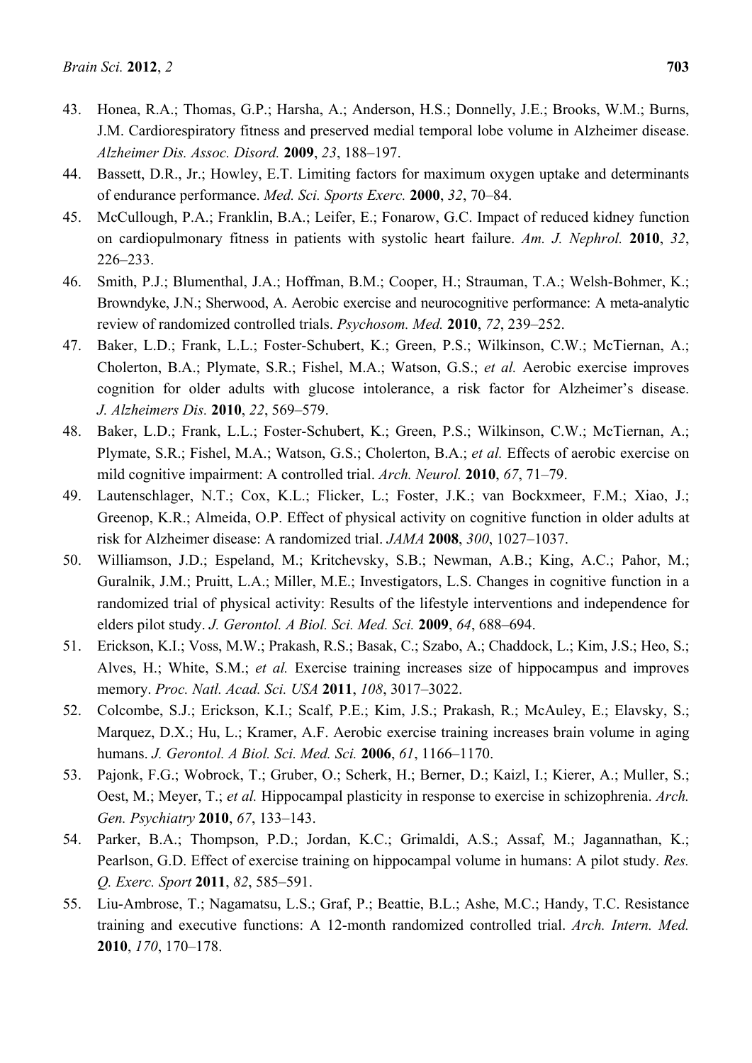43. Honea, R.A.; Thomas, G.P.; Harsha, A.; Anderson, H.S.; Donnelly, J.E.; Brooks, W.M.; Burns, J.M. Cardiorespiratory fitness and preserved medial temporal lobe volume in Alzheimer disease. *Alzheimer Dis. Assoc. Disord.* **2009**, *23*, 188–197.
44. Bassett, D.R., Jr.; Howley, E.T. Limiting factors for maximum oxygen uptake and determinants of endurance performance. *Med. Sci. Sports Exerc.* **2000**, *32*, 70–84.
45. McCullough, P.A.; Franklin, B.A.; Leifer, E.; Fonarow, G.C. Impact of reduced kidney function on cardiopulmonary fitness in patients with systolic heart failure. *Am. J. Nephrol.* **2010**, *32*, 226–233.
46. Smith, P.J.; Blumenthal, J.A.; Hoffman, B.M.; Cooper, H.; Strauman, T.A.; Welsh-Bohmer, K.; Browndyke, J.N.; Sherwood, A. Aerobic exercise and neurocognitive performance: A meta-analytic review of randomized controlled trials. *Psychosom. Med.* **2010**, *72*, 239–252.
47. Baker, L.D.; Frank, L.L.; Foster-Schubert, K.; Green, P.S.; Wilkinson, C.W.; McTiernan, A.; Cholerton, B.A.; Plymate, S.R.; Fishel, M.A.; Watson, G.S.; *et al.* Aerobic exercise improves cognition for older adults with glucose intolerance, a risk factor for Alzheimer's disease. *J. Alzheimers Dis.* **2010**, *22*, 569–579.
48. Baker, L.D.; Frank, L.L.; Foster-Schubert, K.; Green, P.S.; Wilkinson, C.W.; McTiernan, A.; Plymate, S.R.; Fishel, M.A.; Watson, G.S.; Cholerton, B.A.; *et al.* Effects of aerobic exercise on mild cognitive impairment: A controlled trial. *Arch. Neurol.* **2010**, *67*, 71–79.
49. Lautenschlager, N.T.; Cox, K.L.; Flicker, L.; Foster, J.K.; van Bockxmeer, F.M.; Xiao, J.; Greenop, K.R.; Almeida, O.P. Effect of physical activity on cognitive function in older adults at risk for Alzheimer disease: A randomized trial. *JAMA* **2008**, *300*, 1027–1037.
50. Williamson, J.D.; Espeland, M.; Kritchevsky, S.B.; Newman, A.B.; King, A.C.; Pahor, M.; Guralnik, J.M.; Pruitt, L.A.; Miller, M.E.; Investigators, L.S. Changes in cognitive function in a randomized trial of physical activity: Results of the lifestyle interventions and independence for elders pilot study. *J. Gerontol. A Biol. Sci. Med. Sci.* **2009**, *64*, 688–694.
51. Erickson, K.I.; Voss, M.W.; Prakash, R.S.; Basak, C.; Szabo, A.; Chaddock, L.; Kim, J.S.; Heo, S.; Alves, H.; White, S.M.; *et al.* Exercise training increases size of hippocampus and improves memory. *Proc. Natl. Acad. Sci. USA* **2011**, *108*, 3017–3022.
52. Colcombe, S.J.; Erickson, K.I.; Scalf, P.E.; Kim, J.S.; Prakash, R.; McAuley, E.; Elavsky, S.; Marquez, D.X.; Hu, L.; Kramer, A.F. Aerobic exercise training increases brain volume in aging humans. *J. Gerontol. A Biol. Sci. Med. Sci.* **2006**, *61*, 1166–1170.
53. Pajonk, F.G.; Wobrock, T.; Gruber, O.; Scherk, H.; Berner, D.; Kaizl, I.; Kierer, A.; Muller, S.; Oest, M.; Meyer, T.; *et al.* Hippocampal plasticity in response to exercise in schizophrenia. *Arch. Gen. Psychiatry* **2010**, *67*, 133–143.
54. Parker, B.A.; Thompson, P.D.; Jordan, K.C.; Grimaldi, A.S.; Assaf, M.; Jagannathan, K.; Pearlson, G.D. Effect of exercise training on hippocampal volume in humans: A pilot study. *Res. Q. Exerc. Sport* **2011**, *82*, 585–591.
55. Liu-Ambrose, T.; Nagamatsu, L.S.; Graf, P.; Beattie, B.L.; Ashe, M.C.; Handy, T.C. Resistance training and executive functions: A 12-month randomized controlled trial. *Arch. Intern. Med.* **2010**, *170*, 170–178.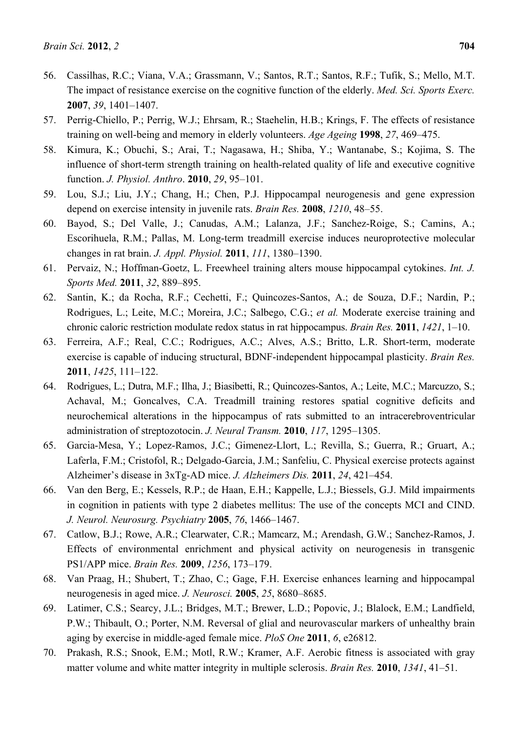56. Cassilhas, R.C.; Viana, V.A.; Grassmann, V.; Santos, R.T.; Santos, R.F.; Tufik, S.; Mello, M.T. The impact of resistance exercise on the cognitive function of the elderly. *Med. Sci. Sports Exerc.* **2007**, *39*, 1401–1407.
57. Perrig-Chiello, P.; Perrig, W.J.; Ehrsam, R.; Staehelin, H.B.; Krings, F. The effects of resistance training on well-being and memory in elderly volunteers. *Age Ageing* **1998**, *27*, 469–475.
58. Kimura, K.; Obuchi, S.; Arai, T.; Nagasawa, H.; Shiba, Y.; Wantanabe, S.; Kojima, S. The influence of short-term strength training on health-related quality of life and executive cognitive function. *J. Physiol. Anthro*. **2010**, *29*, 95–101.
59. Lou, S.J.; Liu, J.Y.; Chang, H.; Chen, P.J. Hippocampal neurogenesis and gene expression depend on exercise intensity in juvenile rats. *Brain Res.* **2008**, *1210*, 48–55.
60. Bayod, S.; Del Valle, J.; Canudas, A.M.; Lalanza, J.F.; Sanchez-Roige, S.; Camins, A.; Escorihuela, R.M.; Pallas, M. Long-term treadmill exercise induces neuroprotective molecular changes in rat brain. *J. Appl. Physiol.* **2011**, *111*, 1380–1390.
61. Pervaiz, N.; Hoffman-Goetz, L. Freewheel training alters mouse hippocampal cytokines. *Int. J. Sports Med.* **2011**, *32*, 889–895.
62. Santin, K.; da Rocha, R.F.; Cechetti, F.; Quincozes-Santos, A.; de Souza, D.F.; Nardin, P.; Rodrigues, L.; Leite, M.C.; Moreira, J.C.; Salbego, C.G.; *et al.* Moderate exercise training and chronic caloric restriction modulate redox status in rat hippocampus. *Brain Res.* **2011**, *1421*, 1–10.
63. Ferreira, A.F.; Real, C.C.; Rodrigues, A.C.; Alves, A.S.; Britto, L.R. Short-term, moderate exercise is capable of inducing structural, BDNF-independent hippocampal plasticity. *Brain Res.* **2011**, *1425*, 111–122.
64. Rodrigues, L.; Dutra, M.F.; Ilha, J.; Biasibetti, R.; Quincozes-Santos, A.; Leite, M.C.; Marcuzzo, S.; Achaval, M.; Goncalves, C.A. Treadmill training restores spatial cognitive deficits and neurochemical alterations in the hippocampus of rats submitted to an intracerebroventricular administration of streptozotocin. *J. Neural Transm.* **2010**, *117*, 1295–1305.
65. Garcia-Mesa, Y.; Lopez-Ramos, J.C.; Gimenez-Llort, L.; Revilla, S.; Guerra, R.; Gruart, A.; Laferla, F.M.; Cristofol, R.; Delgado-Garcia, J.M.; Sanfeliu, C. Physical exercise protects against Alzheimer's disease in 3xTg-AD mice. *J. Alzheimers Dis.* **2011**, *24*, 421–454.
66. Van den Berg, E.; Kessels, R.P.; de Haan, E.H.; Kappelle, L.J.; Biessels, G.J. Mild impairments in cognition in patients with type 2 diabetes mellitus: The use of the concepts MCI and CIND. *J. Neurol. Neurosurg. Psychiatry* **2005**, *76*, 1466–1467.
67. Catlow, B.J.; Rowe, A.R.; Clearwater, C.R.; Mamcarz, M.; Arendash, G.W.; Sanchez-Ramos, J. Effects of environmental enrichment and physical activity on neurogenesis in transgenic PS1/APP mice. *Brain Res.* **2009**, *1256*, 173–179.
68. Van Praag, H.; Shubert, T.; Zhao, C.; Gage, F.H. Exercise enhances learning and hippocampal neurogenesis in aged mice. *J. Neurosci.* **2005**, *25*, 8680–8685.
69. Latimer, C.S.; Searcy, J.L.; Bridges, M.T.; Brewer, L.D.; Popovic, J.; Blalock, E.M.; Landfield, P.W.; Thibault, O.; Porter, N.M. Reversal of glial and neurovascular markers of unhealthy brain aging by exercise in middle-aged female mice. *PloS One* **2011**, *6*, e26812.
70. Prakash, R.S.; Snook, E.M.; Motl, R.W.; Kramer, A.F. Aerobic fitness is associated with gray matter volume and white matter integrity in multiple sclerosis. *Brain Res.* **2010**, *1341*, 41–51.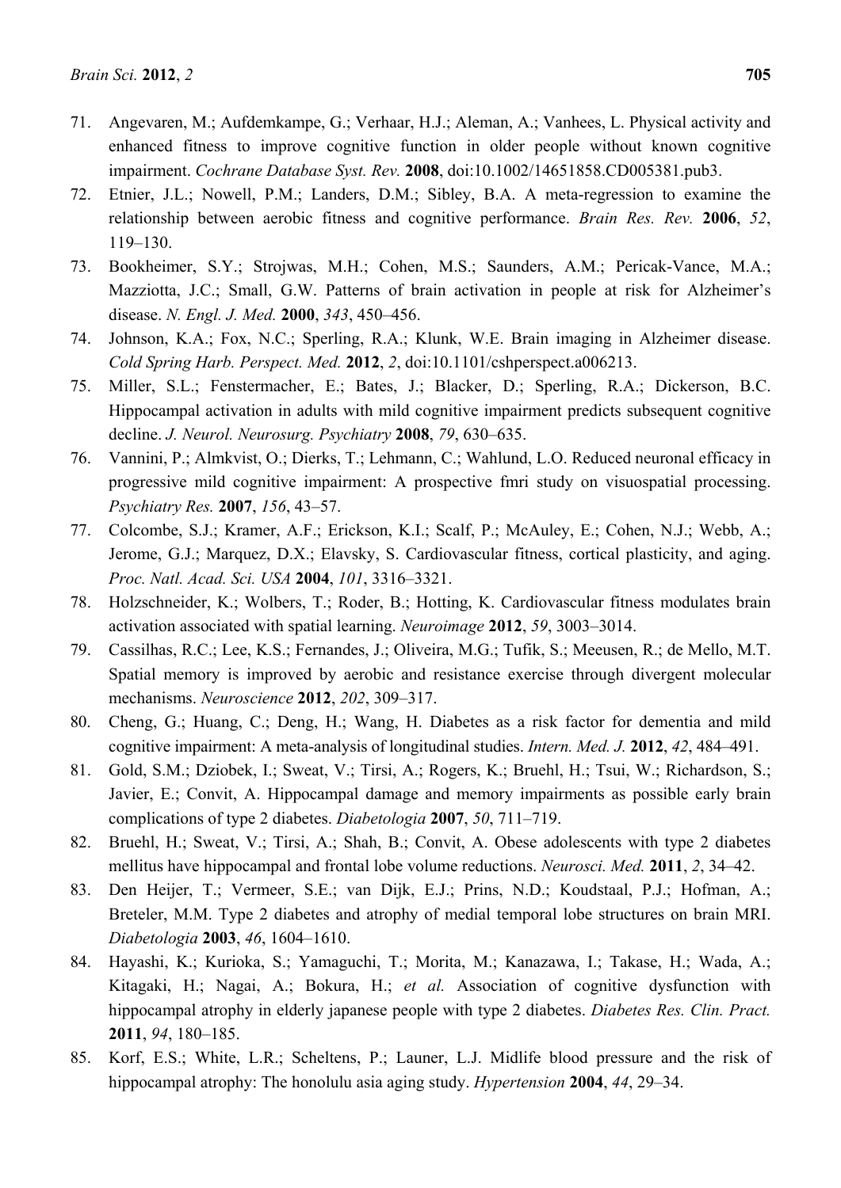71. Angevaren, M.; Aufdemkampe, G.; Verhaar, H.J.; Aleman, A.; Vanhees, L. Physical activity and enhanced fitness to improve cognitive function in older people without known cognitive impairment. *Cochrane Database Syst. Rev.* **2008**, doi:10.1002/14651858.CD005381.pub3.
72. Etnier, J.L.; Nowell, P.M.; Landers, D.M.; Sibley, B.A. A meta-regression to examine the relationship between aerobic fitness and cognitive performance. *Brain Res. Rev.* **2006**, *52*, 119–130.
73. Bookheimer, S.Y.; Strojwas, M.H.; Cohen, M.S.; Saunders, A.M.; Pericak-Vance, M.A.; Mazziotta, J.C.; Small, G.W. Patterns of brain activation in people at risk for Alzheimer's disease. *N. Engl. J. Med.* **2000**, *343*, 450–456.
74. Johnson, K.A.; Fox, N.C.; Sperling, R.A.; Klunk, W.E. Brain imaging in Alzheimer disease. *Cold Spring Harb. Perspect. Med.* **2012**, *2*, doi:10.1101/cshperspect.a006213.
75. Miller, S.L.; Fenstermacher, E.; Bates, J.; Blacker, D.; Sperling, R.A.; Dickerson, B.C. Hippocampal activation in adults with mild cognitive impairment predicts subsequent cognitive decline. *J. Neurol. Neurosurg. Psychiatry* **2008**, *79*, 630–635.
76. Vannini, P.; Almkvist, O.; Dierks, T.; Lehmann, C.; Wahlund, L.O. Reduced neuronal efficacy in progressive mild cognitive impairment: A prospective fmri study on visuospatial processing. *Psychiatry Res.* **2007**, *156*, 43–57.
77. Colcombe, S.J.; Kramer, A.F.; Erickson, K.I.; Scalf, P.; McAuley, E.; Cohen, N.J.; Webb, A.; Jerome, G.J.; Marquez, D.X.; Elavsky, S. Cardiovascular fitness, cortical plasticity, and aging. *Proc. Natl. Acad. Sci. USA* **2004**, *101*, 3316–3321.
78. Holzschneider, K.; Wolbers, T.; Roder, B.; Hotting, K. Cardiovascular fitness modulates brain activation associated with spatial learning. *Neuroimage* **2012**, *59*, 3003–3014.
79. Cassilhas, R.C.; Lee, K.S.; Fernandes, J.; Oliveira, M.G.; Tufik, S.; Meeusen, R.; de Mello, M.T. Spatial memory is improved by aerobic and resistance exercise through divergent molecular mechanisms. *Neuroscience* **2012**, *202*, 309–317.
80. Cheng, G.; Huang, C.; Deng, H.; Wang, H. Diabetes as a risk factor for dementia and mild cognitive impairment: A meta-analysis of longitudinal studies. *Intern. Med. J.* **2012**, *42*, 484–491.
81. Gold, S.M.; Dziobek, I.; Sweat, V.; Tirsi, A.; Rogers, K.; Bruehl, H.; Tsui, W.; Richardson, S.; Javier, E.; Convit, A. Hippocampal damage and memory impairments as possible early brain complications of type 2 diabetes. *Diabetologia* **2007**, *50*, 711–719.
82. Bruehl, H.; Sweat, V.; Tirsi, A.; Shah, B.; Convit, A. Obese adolescents with type 2 diabetes mellitus have hippocampal and frontal lobe volume reductions. *Neurosci. Med.* **2011**, *2*, 34–42.
83. Den Heijer, T.; Vermeer, S.E.; van Dijk, E.J.; Prins, N.D.; Koudstaal, P.J.; Hofman, A.; Breteler, M.M. Type 2 diabetes and atrophy of medial temporal lobe structures on brain MRI. *Diabetologia* **2003**, *46*, 1604–1610.
84. Hayashi, K.; Kurioka, S.; Yamaguchi, T.; Morita, M.; Kanazawa, I.; Takase, H.; Wada, A.; Kitagaki, H.; Nagai, A.; Bokura, H.; *et al.* Association of cognitive dysfunction with hippocampal atrophy in elderly japanese people with type 2 diabetes. *Diabetes Res. Clin. Pract.* **2011**, *94*, 180–185.
85. Korf, E.S.; White, L.R.; Scheltens, P.; Launer, L.J. Midlife blood pressure and the risk of hippocampal atrophy: The honolulu asia aging study. *Hypertension* **2004**, *44*, 29–34.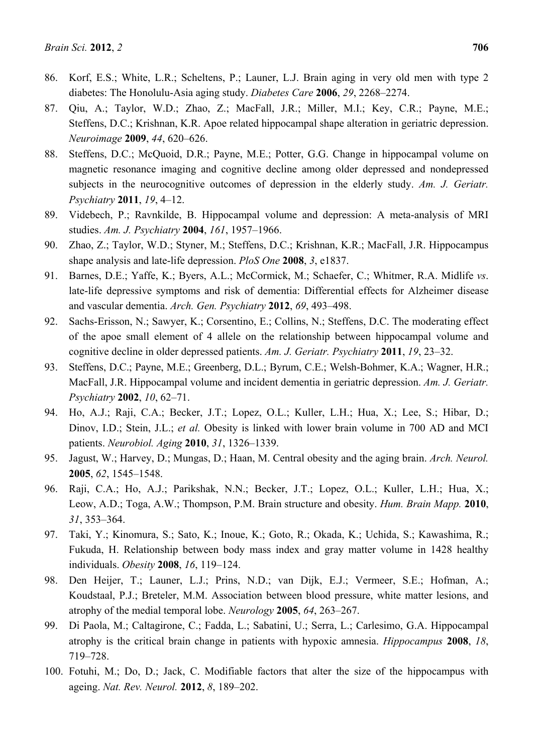86. Korf, E.S.; White, L.R.; Scheltens, P.; Launer, L.J. Brain aging in very old men with type 2 diabetes: The Honolulu-Asia aging study. *Diabetes Care* **2006**, *29*, 2268–2274.
87. Qiu, A.; Taylor, W.D.; Zhao, Z.; MacFall, J.R.; Miller, M.I.; Key, C.R.; Payne, M.E.; Steffens, D.C.; Krishnan, K.R. Apoe related hippocampal shape alteration in geriatric depression. *Neuroimage* **2009**, *44*, 620–626.
88. Steffens, D.C.; McQuoid, D.R.; Payne, M.E.; Potter, G.G. Change in hippocampal volume on magnetic resonance imaging and cognitive decline among older depressed and nondepressed subjects in the neurocognitive outcomes of depression in the elderly study. *Am. J. Geriatr. Psychiatry* **2011**, *19*, 4–12.
89. Videbech, P.; Ravnkilde, B. Hippocampal volume and depression: A meta-analysis of MRI studies. *Am. J. Psychiatry* **2004**, *161*, 1957–1966.
90. Zhao, Z.; Taylor, W.D.; Styner, M.; Steffens, D.C.; Krishnan, K.R.; MacFall, J.R. Hippocampus shape analysis and late-life depression. *PloS One* **2008**, *3*, e1837.
91. Barnes, D.E.; Yaffe, K.; Byers, A.L.; McCormick, M.; Schaefer, C.; Whitmer, R.A. Midlife *vs*. late-life depressive symptoms and risk of dementia: Differential effects for Alzheimer disease and vascular dementia. *Arch. Gen. Psychiatry* **2012**, *69*, 493–498.
92. Sachs-Erisson, N.; Sawyer, K.; Corsentino, E.; Collins, N.; Steffens, D.C. The moderating effect of the apoe small element of 4 allele on the relationship between hippocampal volume and cognitive decline in older depressed patients. *Am. J. Geriatr. Psychiatry* **2011**, *19*, 23–32.
93. Steffens, D.C.; Payne, M.E.; Greenberg, D.L.; Byrum, C.E.; Welsh-Bohmer, K.A.; Wagner, H.R.; MacFall, J.R. Hippocampal volume and incident dementia in geriatric depression. *Am. J. Geriatr. Psychiatry* **2002**, *10*, 62–71.
94. Ho, A.J.; Raji, C.A.; Becker, J.T.; Lopez, O.L.; Kuller, L.H.; Hua, X.; Lee, S.; Hibar, D.; Dinov, I.D.; Stein, J.L.; *et al.* Obesity is linked with lower brain volume in 700 AD and MCI patients. *Neurobiol. Aging* **2010**, *31*, 1326–1339.
95. Jagust, W.; Harvey, D.; Mungas, D.; Haan, M. Central obesity and the aging brain. *Arch. Neurol.* **2005**, *62*, 1545–1548.
96. Raji, C.A.; Ho, A.J.; Parikshak, N.N.; Becker, J.T.; Lopez, O.L.; Kuller, L.H.; Hua, X.; Leow, A.D.; Toga, A.W.; Thompson, P.M. Brain structure and obesity. *Hum. Brain Mapp.* **2010**, *31*, 353–364.
97. Taki, Y.; Kinomura, S.; Sato, K.; Inoue, K.; Goto, R.; Okada, K.; Uchida, S.; Kawashima, R.; Fukuda, H. Relationship between body mass index and gray matter volume in 1428 healthy individuals. *Obesity* **2008**, *16*, 119–124.
98. Den Heijer, T.; Launer, L.J.; Prins, N.D.; van Dijk, E.J.; Vermeer, S.E.; Hofman, A.; Koudstaal, P.J.; Breteler, M.M. Association between blood pressure, white matter lesions, and atrophy of the medial temporal lobe. *Neurology* **2005**, *64*, 263–267.
99. Di Paola, M.; Caltagirone, C.; Fadda, L.; Sabatini, U.; Serra, L.; Carlesimo, G.A. Hippocampal atrophy is the critical brain change in patients with hypoxic amnesia. *Hippocampus* **2008**, *18*, 719–728.
100. Fotuhi, M.; Do, D.; Jack, C. Modifiable factors that alter the size of the hippocampus with ageing. *Nat. Rev. Neurol.* **2012**, *8*, 189–202.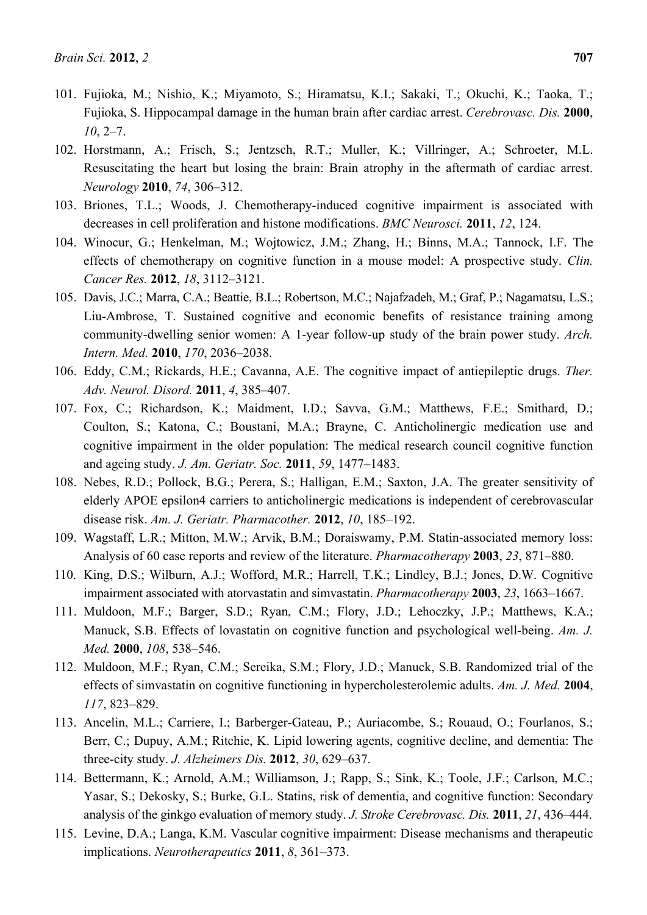101. Fujioka, M.; Nishio, K.; Miyamoto, S.; Hiramatsu, K.I.; Sakaki, T.; Okuchi, K.; Taoka, T.; Fujioka, S. Hippocampal damage in the human brain after cardiac arrest. *Cerebrovasc. Dis.* **2000**, *10*, 2–7.
102. Horstmann, A.; Frisch, S.; Jentzsch, R.T.; Muller, K.; Villringer, A.; Schroeter, M.L. Resuscitating the heart but losing the brain: Brain atrophy in the aftermath of cardiac arrest. *Neurology* **2010**, *74*, 306–312.
103. Briones, T.L.; Woods, J. Chemotherapy-induced cognitive impairment is associated with decreases in cell proliferation and histone modifications. *BMC Neurosci.* **2011**, *12*, 124.
104. Winocur, G.; Henkelman, M.; Wojtowicz, J.M.; Zhang, H.; Binns, M.A.; Tannock, I.F. The effects of chemotherapy on cognitive function in a mouse model: A prospective study. *Clin. Cancer Res.* **2012**, *18*, 3112–3121.
105. Davis, J.C.; Marra, C.A.; Beattie, B.L.; Robertson, M.C.; Najafzadeh, M.; Graf, P.; Nagamatsu, L.S.; Liu-Ambrose, T. Sustained cognitive and economic benefits of resistance training among community-dwelling senior women: A 1-year follow-up study of the brain power study. *Arch. Intern. Med.* **2010**, *170*, 2036–2038.
106. Eddy, C.M.; Rickards, H.E.; Cavanna, A.E. The cognitive impact of antiepileptic drugs. *Ther. Adv. Neurol. Disord.* **2011**, *4*, 385–407.
107. Fox, C.; Richardson, K.; Maidment, I.D.; Savva, G.M.; Matthews, F.E.; Smithard, D.; Coulton, S.; Katona, C.; Boustani, M.A.; Brayne, C. Anticholinergic medication use and cognitive impairment in the older population: The medical research council cognitive function and ageing study. *J. Am. Geriatr. Soc.* **2011**, *59*, 1477–1483.
108. Nebes, R.D.; Pollock, B.G.; Perera, S.; Halligan, E.M.; Saxton, J.A. The greater sensitivity of elderly APOE epsilon4 carriers to anticholinergic medications is independent of cerebrovascular disease risk. *Am. J. Geriatr. Pharmacother.* **2012**, *10*, 185–192.
109. Wagstaff, L.R.; Mitton, M.W.; Arvik, B.M.; Doraiswamy, P.M. Statin-associated memory loss: Analysis of 60 case reports and review of the literature. *Pharmacotherapy* **2003**, *23*, 871–880.
110. King, D.S.; Wilburn, A.J.; Wofford, M.R.; Harrell, T.K.; Lindley, B.J.; Jones, D.W. Cognitive impairment associated with atorvastatin and simvastatin. *Pharmacotherapy* **2003**, *23*, 1663–1667.
111. Muldoon, M.F.; Barger, S.D.; Ryan, C.M.; Flory, J.D.; Lehoczky, J.P.; Matthews, K.A.; Manuck, S.B. Effects of lovastatin on cognitive function and psychological well-being. *Am. J. Med.* **2000**, *108*, 538–546.
112. Muldoon, M.F.; Ryan, C.M.; Sereika, S.M.; Flory, J.D.; Manuck, S.B. Randomized trial of the effects of simvastatin on cognitive functioning in hypercholesterolemic adults. *Am. J. Med.* **2004**, *117*, 823–829.
113. Ancelin, M.L.; Carriere, I.; Barberger-Gateau, P.; Auriacombe, S.; Rouaud, O.; Fourlanos, S.; Berr, C.; Dupuy, A.M.; Ritchie, K. Lipid lowering agents, cognitive decline, and dementia: The three-city study. *J. Alzheimers Dis.* **2012**, *30*, 629–637.
114. Bettermann, K.; Arnold, A.M.; Williamson, J.; Rapp, S.; Sink, K.; Toole, J.F.; Carlson, M.C.; Yasar, S.; Dekosky, S.; Burke, G.L. Statins, risk of dementia, and cognitive function: Secondary analysis of the ginkgo evaluation of memory study. *J. Stroke Cerebrovasc. Dis.* **2011**, *21*, 436–444.
115. Levine, D.A.; Langa, K.M. Vascular cognitive impairment: Disease mechanisms and therapeutic implications. *Neurotherapeutics* **2011**, *8*, 361–373.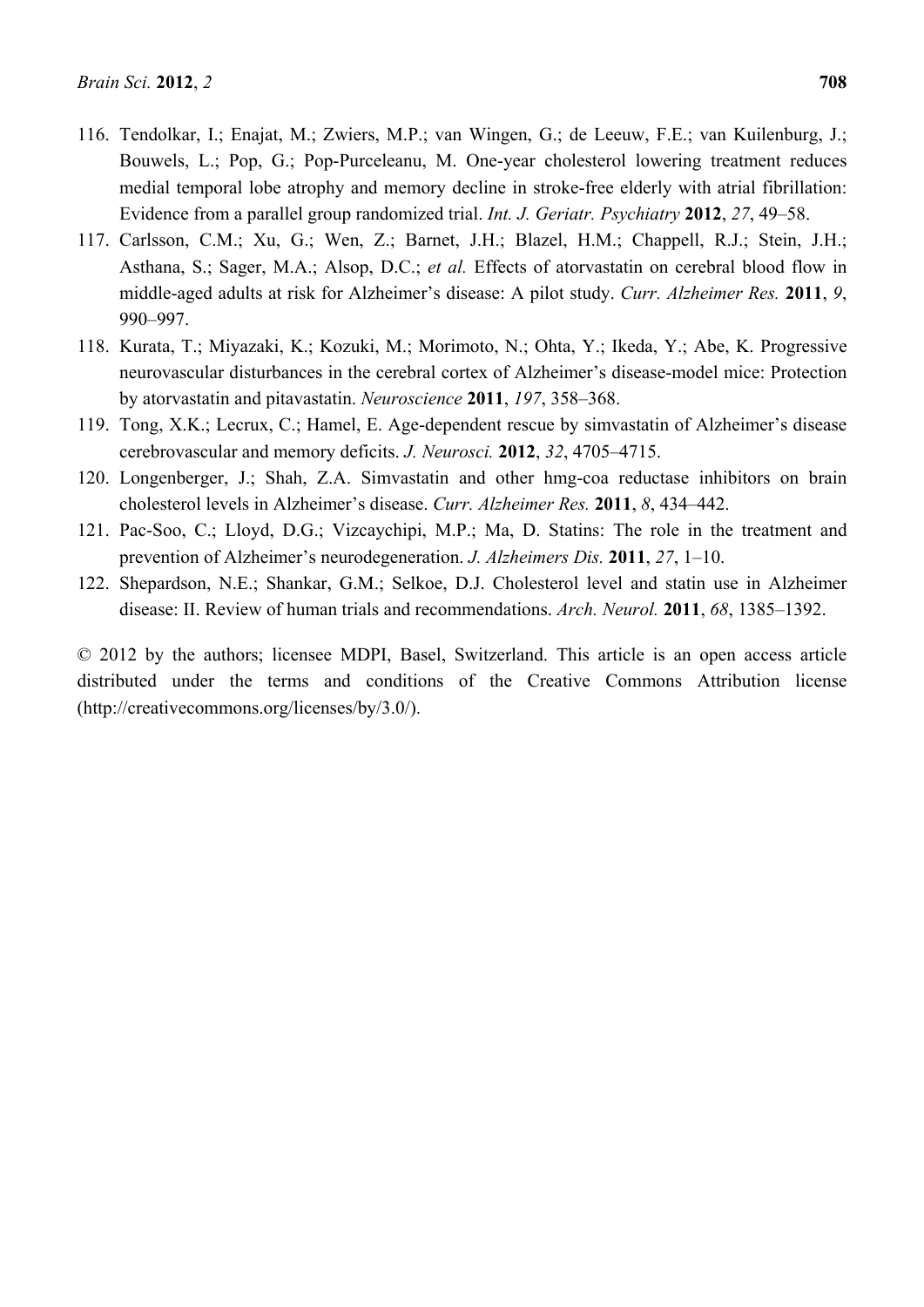116. Tendolkar, I.; Enajat, M.; Zwiers, M.P.; van Wingen, G.; de Leeuw, F.E.; van Kuilenburg, J.; Bouwels, L.; Pop, G.; Pop-Purceleanu, M. One-year cholesterol lowering treatment reduces medial temporal lobe atrophy and memory decline in stroke-free elderly with atrial fibrillation: Evidence from a parallel group randomized trial. *Int. J. Geriatr. Psychiatry* **2012**, *27*, 49–58.
117. Carlsson, C.M.; Xu, G.; Wen, Z.; Barnet, J.H.; Blazel, H.M.; Chappell, R.J.; Stein, J.H.; Asthana, S.; Sager, M.A.; Alsop, D.C.; *et al.* Effects of atorvastatin on cerebral blood flow in middle-aged adults at risk for Alzheimer's disease: A pilot study. *Curr. Alzheimer Res.* **2011**, *9*, 990–997.
118. Kurata, T.; Miyazaki, K.; Kozuki, M.; Morimoto, N.; Ohta, Y.; Ikeda, Y.; Abe, K. Progressive neurovascular disturbances in the cerebral cortex of Alzheimer's disease-model mice: Protection by atorvastatin and pitavastatin. *Neuroscience* **2011**, *197*, 358–368.
119. Tong, X.K.; Lecrux, C.; Hamel, E. Age-dependent rescue by simvastatin of Alzheimer's disease cerebrovascular and memory deficits. *J. Neurosci.* **2012**, *32*, 4705–4715.
120. Longenberger, J.; Shah, Z.A. Simvastatin and other hmg-coa reductase inhibitors on brain cholesterol levels in Alzheimer's disease. *Curr. Alzheimer Res.* **2011**, *8*, 434–442.
121. Pac-Soo, C.; Lloyd, D.G.; Vizcaychipi, M.P.; Ma, D. Statins: The role in the treatment and prevention of Alzheimer's neurodegeneration. *J. Alzheimers Dis.* **2011**, *27*, 1–10.
122. Shepardson, N.E.; Shankar, G.M.; Selkoe, D.J. Cholesterol level and statin use in Alzheimer disease: II. Review of human trials and recommendations. *Arch. Neurol.* **2011**, *68*, 1385–1392.

© 2012 by the authors; licensee MDPI, Basel, Switzerland. This article is an open access article distributed under the terms and conditions of the Creative Commons Attribution license (http://creativecommons.org/licenses/by/3.0/).